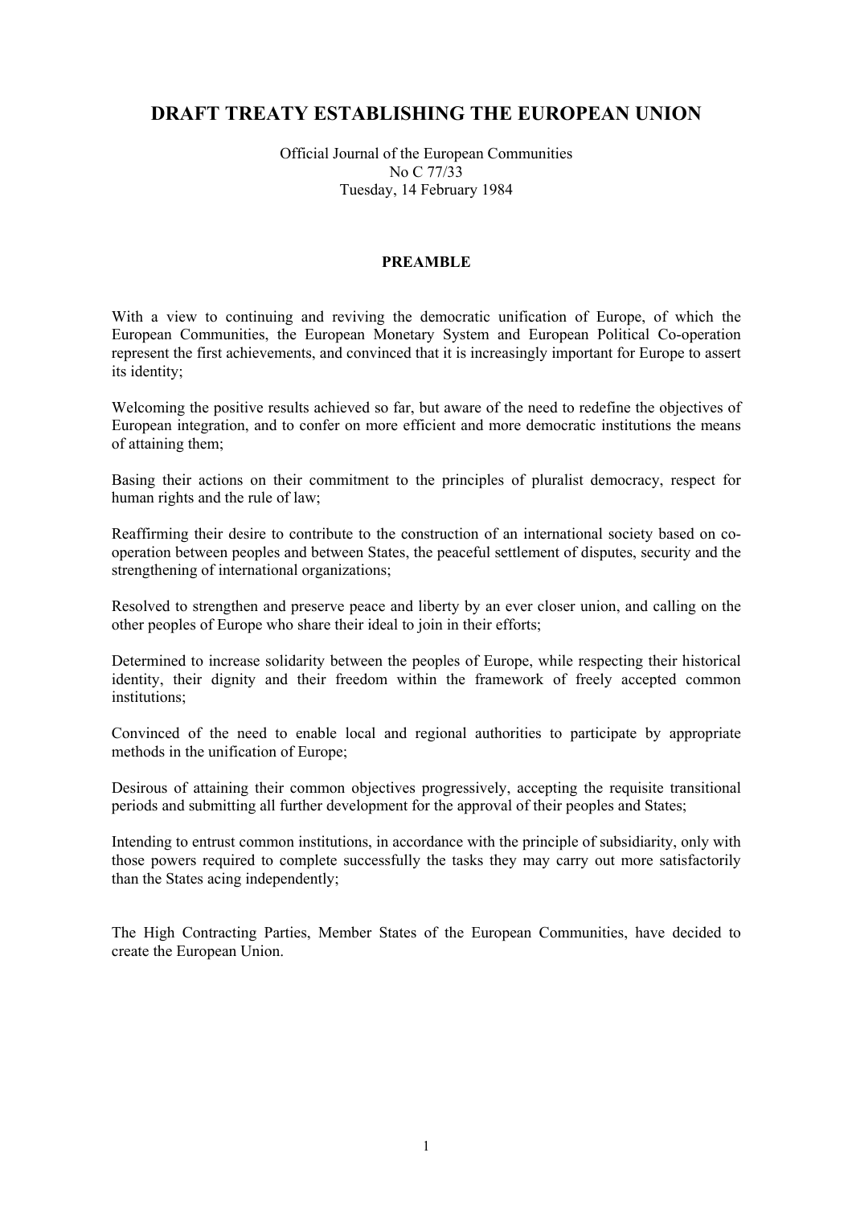# DRAFT TREATY ESTABLISHING THE EUROPEAN UNION

Official Journal of the European Communities
No C 77/33
Tuesday, 14 February 1984

## PREAMBLE

With a view to continuing and reviving the democratic unification of Europe, of which the European Communities, the European Monetary System and European Political Co-operation represent the first achievements, and convinced that it is increasingly important for Europe to assert its identity;

Welcoming the positive results achieved so far, but aware of the need to redefine the objectives of European integration, and to confer on more efficient and more democratic institutions the means of attaining them;

Basing their actions on their commitment to the principles of pluralist democracy, respect for human rights and the rule of law;

Reaffirming their desire to contribute to the construction of an international society based on co-operation between peoples and between States, the peaceful settlement of disputes, security and the strengthening of international organizations;

Resolved to strengthen and preserve peace and liberty by an ever closer union, and calling on the other peoples of Europe who share their ideal to join in their efforts;

Determined to increase solidarity between the peoples of Europe, while respecting their historical identity, their dignity and their freedom within the framework of freely accepted common institutions;

Convinced of the need to enable local and regional authorities to participate by appropriate methods in the unification of Europe;

Desirous of attaining their common objectives progressively, accepting the requisite transitional periods and submitting all further development for the approval of their peoples and States;

Intending to entrust common institutions, in accordance with the principle of subsidiarity, only with those powers required to complete successfully the tasks they may carry out more satisfactorily than the States acing independently;

The High Contracting Parties, Member States of the European Communities, have decided to create the European Union.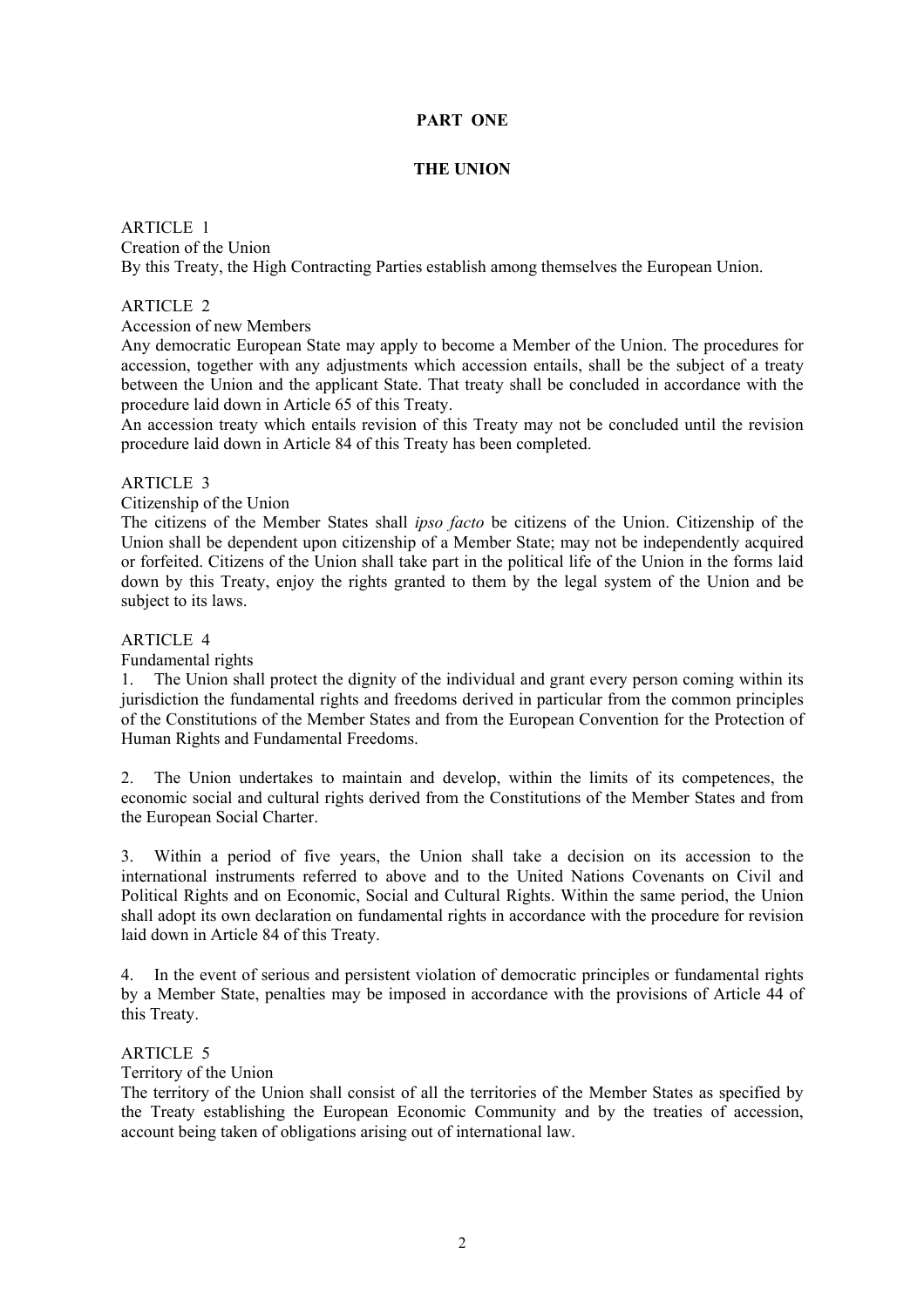# PART ONE

## THE UNION

ARTICLE 1

Creation of the Union

By this Treaty, the High Contracting Parties establish among themselves the European Union.

ARTICLE 2

Accession of new Members

Any democratic European State may apply to become a Member of the Union. The procedures for accession, together with any adjustments which accession entails, shall be the subject of a treaty between the Union and the applicant State. That treaty shall be concluded in accordance with the procedure laid down in Article 65 of this Treaty.

An accession treaty which entails revision of this Treaty may not be concluded until the revision procedure laid down in Article 84 of this Treaty has been completed.

ARTICLE 3

Citizenship of the Union

The citizens of the Member States shall *ipso facto* be citizens of the Union. Citizenship of the Union shall be dependent upon citizenship of a Member State; may not be independently acquired or forfeited. Citizens of the Union shall take part in the political life of the Union in the forms laid down by this Treaty, enjoy the rights granted to them by the legal system of the Union and be subject to its laws.

ARTICLE 4

Fundamental rights

1. The Union shall protect the dignity of the individual and grant every person coming within its jurisdiction the fundamental rights and freedoms derived in particular from the common principles of the Constitutions of the Member States and from the European Convention for the Protection of Human Rights and Fundamental Freedoms.

2. The Union undertakes to maintain and develop, within the limits of its competences, the economic social and cultural rights derived from the Constitutions of the Member States and from the European Social Charter.

3. Within a period of five years, the Union shall take a decision on its accession to the international instruments referred to above and to the United Nations Covenants on Civil and Political Rights and on Economic, Social and Cultural Rights. Within the same period, the Union shall adopt its own declaration on fundamental rights in accordance with the procedure for revision laid down in Article 84 of this Treaty.

4. In the event of serious and persistent violation of democratic principles or fundamental rights by a Member State, penalties may be imposed in accordance with the provisions of Article 44 of this Treaty.

ARTICLE 5

Territory of the Union

The territory of the Union shall consist of all the territories of the Member States as specified by the Treaty establishing the European Economic Community and by the treaties of accession, account being taken of obligations arising out of international law.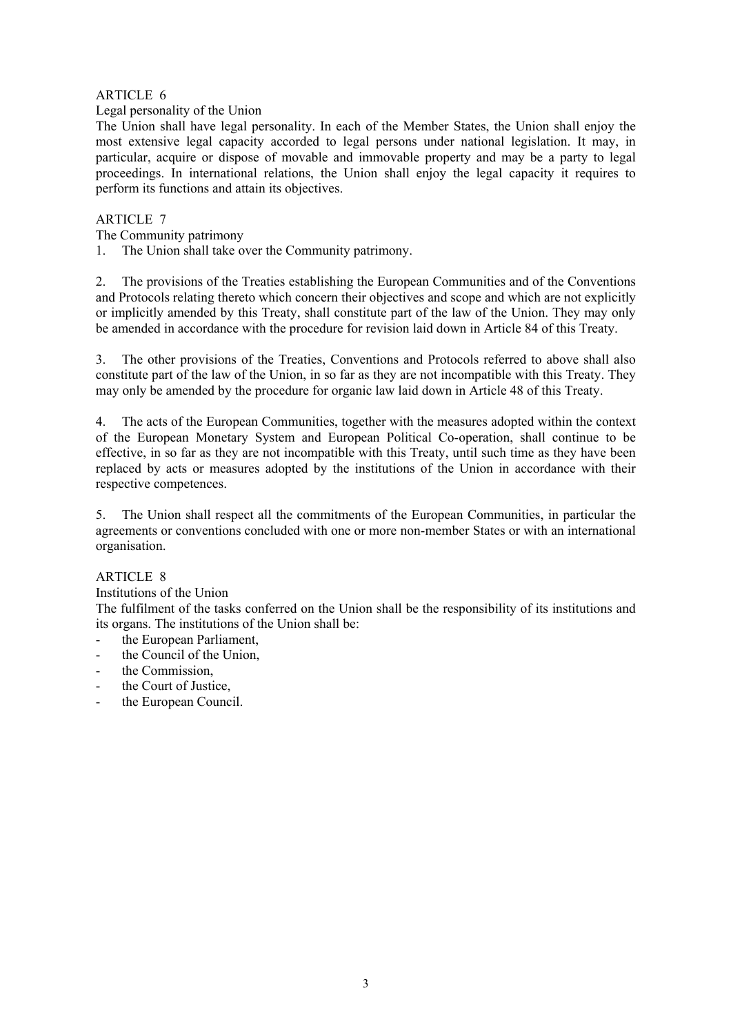## ARTICLE 6

Legal personality of the Union

The Union shall have legal personality. In each of the Member States, the Union shall enjoy the most extensive legal capacity accorded to legal persons under national legislation. It may, in particular, acquire or dispose of movable and immovable property and may be a party to legal proceedings. In international relations, the Union shall enjoy the legal capacity it requires to perform its functions and attain its objectives.

## ARTICLE 7

The Community patrimony

1. The Union shall take over the Community patrimony.

2. The provisions of the Treaties establishing the European Communities and of the Conventions and Protocols relating thereto which concern their objectives and scope and which are not explicitly or implicitly amended by this Treaty, shall constitute part of the law of the Union. They may only be amended in accordance with the procedure for revision laid down in Article 84 of this Treaty.

3. The other provisions of the Treaties, Conventions and Protocols referred to above shall also constitute part of the law of the Union, in so far as they are not incompatible with this Treaty. They may only be amended by the procedure for organic law laid down in Article 48 of this Treaty.

4. The acts of the European Communities, together with the measures adopted within the context of the European Monetary System and European Political Co-operation, shall continue to be effective, in so far as they are not incompatible with this Treaty, until such time as they have been replaced by acts or measures adopted by the institutions of the Union in accordance with their respective competences.

5. The Union shall respect all the commitments of the European Communities, in particular the agreements or conventions concluded with one or more non-member States or with an international organisation.

## ARTICLE 8

Institutions of the Union

The fulfilment of the tasks conferred on the Union shall be the responsibility of its institutions and its organs. The institutions of the Union shall be:

- the European Parliament,
- the Council of the Union,
- the Commission,
- the Court of Justice,
- the European Council.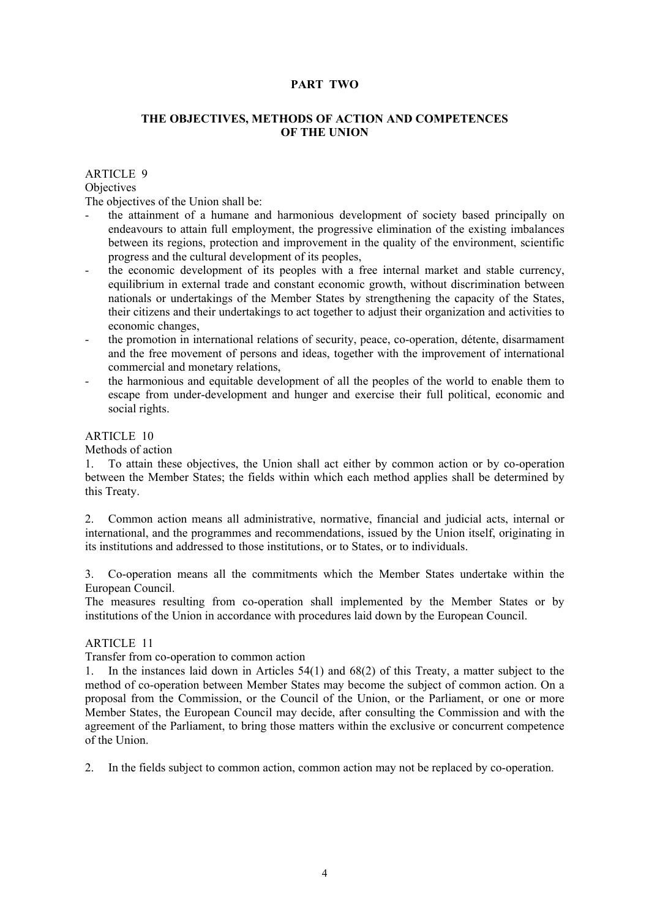# PART TWO

## THE OBJECTIVES, METHODS OF ACTION AND COMPETENCES OF THE UNION

ARTICLE 9

Objectives

The objectives of the Union shall be:

- the attainment of a humane and harmonious development of society based principally on endeavours to attain full employment, the progressive elimination of the existing imbalances between its regions, protection and improvement in the quality of the environment, scientific progress and the cultural development of its peoples,
- the economic development of its peoples with a free internal market and stable currency, equilibrium in external trade and constant economic growth, without discrimination between nationals or undertakings of the Member States by strengthening the capacity of the States, their citizens and their undertakings to act together to adjust their organization and activities to economic changes,
- the promotion in international relations of security, peace, co-operation, détente, disarmament and the free movement of persons and ideas, together with the improvement of international commercial and monetary relations,
- the harmonious and equitable development of all the peoples of the world to enable them to escape from under-development and hunger and exercise their full political, economic and social rights.

ARTICLE 10

Methods of action

1. To attain these objectives, the Union shall act either by common action or by co-operation between the Member States; the fields within which each method applies shall be determined by this Treaty.

2. Common action means all administrative, normative, financial and judicial acts, internal or international, and the programmes and recommendations, issued by the Union itself, originating in its institutions and addressed to those institutions, or to States, or to individuals.

3. Co-operation means all the commitments which the Member States undertake within the European Council.
The measures resulting from co-operation shall implemented by the Member States or by institutions of the Union in accordance with procedures laid down by the European Council.

ARTICLE 11

Transfer from co-operation to common action

1. In the instances laid down in Articles 54(1) and 68(2) of this Treaty, a matter subject to the method of co-operation between Member States may become the subject of common action. On a proposal from the Commission, or the Council of the Union, or the Parliament, or one or more Member States, the European Council may decide, after consulting the Commission and with the agreement of the Parliament, to bring those matters within the exclusive or concurrent competence of the Union.

2. In the fields subject to common action, common action may not be replaced by co-operation.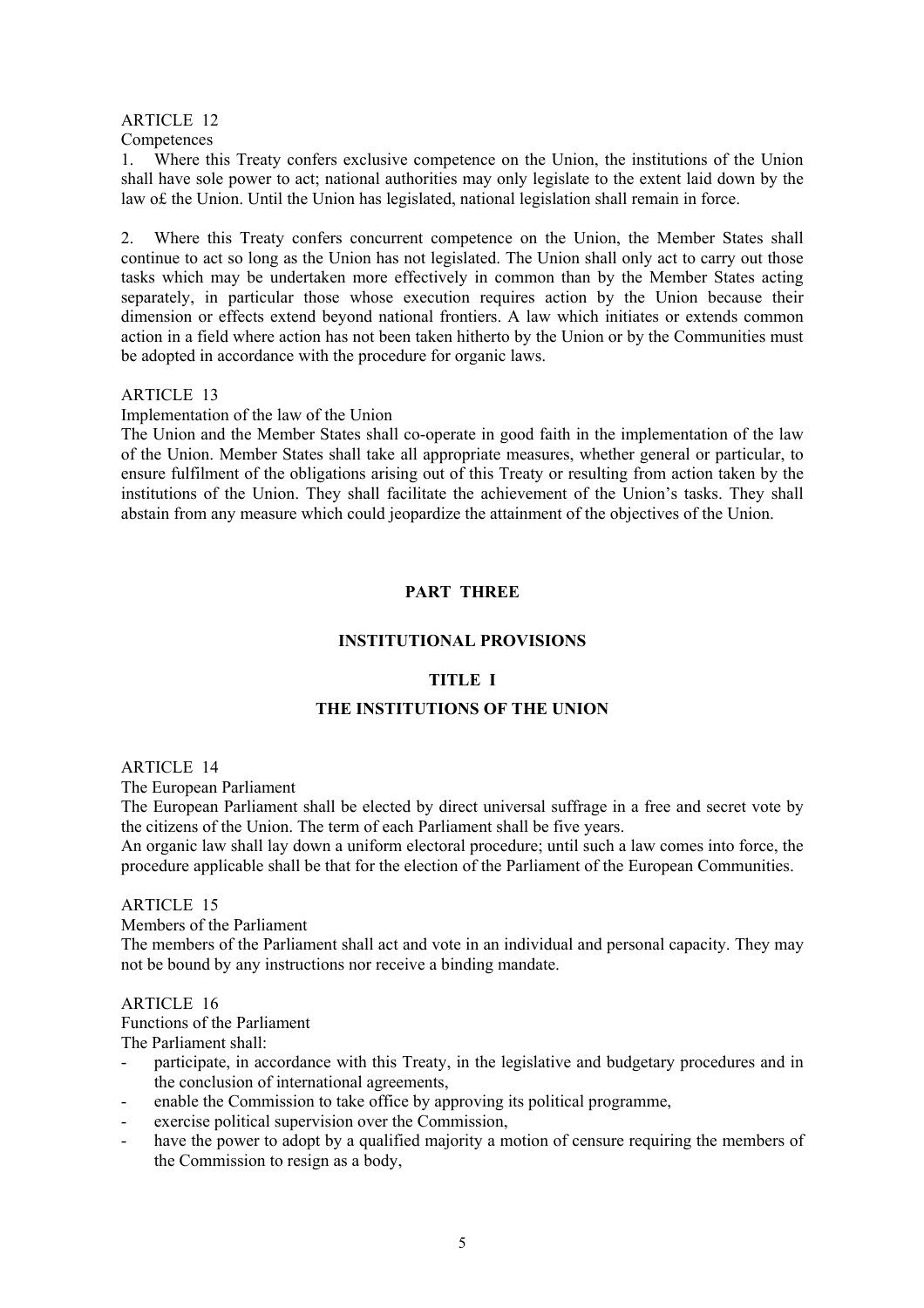ARTICLE 12

Competences

1. Where this Treaty confers exclusive competence on the Union, the institutions of the Union shall have sole power to act; national authorities may only legislate to the extent laid down by the law o£ the Union. Until the Union has legislated, national legislation shall remain in force.

2. Where this Treaty confers concurrent competence on the Union, the Member States shall continue to act so long as the Union has not legislated. The Union shall only act to carry out those tasks which may be undertaken more effectively in common than by the Member States acting separately, in particular those whose execution requires action by the Union because their dimension or effects extend beyond national frontiers. A law which initiates or extends common action in a field where action has not been taken hitherto by the Union or by the Communities must be adopted in accordance with the procedure for organic laws.

ARTICLE 13

Implementation of the law of the Union

The Union and the Member States shall co-operate in good faith in the implementation of the law of the Union. Member States shall take all appropriate measures, whether general or particular, to ensure fulfilment of the obligations arising out of this Treaty or resulting from action taken by the institutions of the Union. They shall facilitate the achievement of the Union's tasks. They shall abstain from any measure which could jeopardize the attainment of the objectives of the Union.

# PART THREE

# INSTITUTIONAL PROVISIONS

## TITLE I

## THE INSTITUTIONS OF THE UNION

ARTICLE 14

The European Parliament

The European Parliament shall be elected by direct universal suffrage in a free and secret vote by the citizens of the Union. The term of each Parliament shall be five years.

An organic law shall lay down a uniform electoral procedure; until such a law comes into force, the procedure applicable shall be that for the election of the Parliament of the European Communities.

ARTICLE 15

Members of the Parliament

The members of the Parliament shall act and vote in an individual and personal capacity. They may not be bound by any instructions nor receive a binding mandate.

ARTICLE 16

Functions of the Parliament

The Parliament shall:

- participate, in accordance with this Treaty, in the legislative and budgetary procedures and in the conclusion of international agreements,
- enable the Commission to take office by approving its political programme,
- exercise political supervision over the Commission,
- have the power to adopt by a qualified majority a motion of censure requiring the members of the Commission to resign as a body,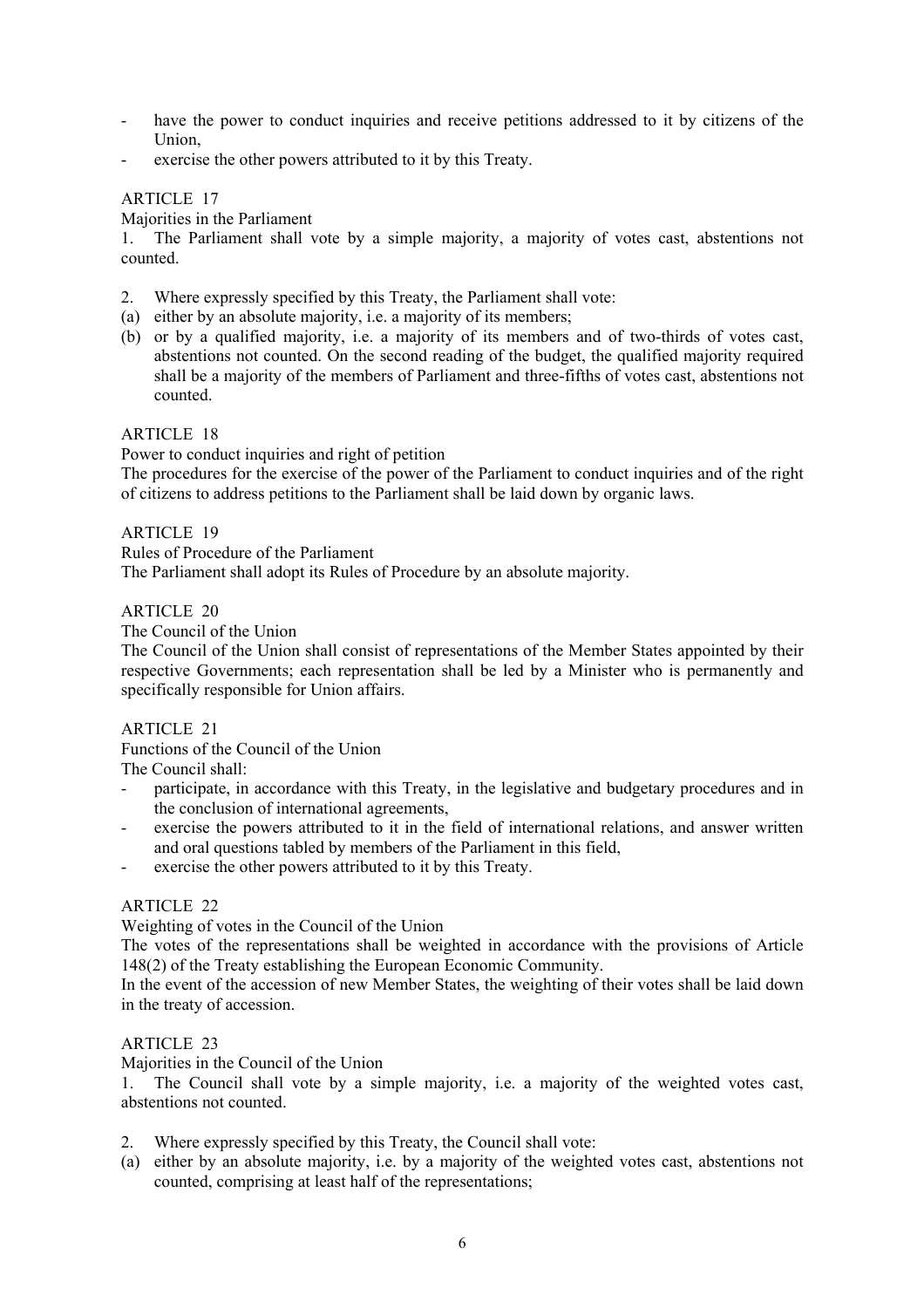- have the power to conduct inquiries and receive petitions addressed to it by citizens of the Union,
- exercise the other powers attributed to it by this Treaty.

ARTICLE 17

Majorities in the Parliament

1. The Parliament shall vote by a simple majority, a majority of votes cast, abstentions not counted.

2. Where expressly specified by this Treaty, the Parliament shall vote:
(a) either by an absolute majority, i.e. a majority of its members;
(b) or by a qualified majority, i.e. a majority of its members and of two-thirds of votes cast, abstentions not counted. On the second reading of the budget, the qualified majority required shall be a majority of the members of Parliament and three-fifths of votes cast, abstentions not counted.

ARTICLE 18

Power to conduct inquiries and right of petition

The procedures for the exercise of the power of the Parliament to conduct inquiries and of the right of citizens to address petitions to the Parliament shall be laid down by organic laws.

ARTICLE 19

Rules of Procedure of the Parliament

The Parliament shall adopt its Rules of Procedure by an absolute majority.

ARTICLE 20

The Council of the Union

The Council of the Union shall consist of representations of the Member States appointed by their respective Governments; each representation shall be led by a Minister who is permanently and specifically responsible for Union affairs.

ARTICLE 21

Functions of the Council of the Union

The Council shall:
- participate, in accordance with this Treaty, in the legislative and budgetary procedures and in the conclusion of international agreements,
- exercise the powers attributed to it in the field of international relations, and answer written and oral questions tabled by members of the Parliament in this field,
- exercise the other powers attributed to it by this Treaty.

ARTICLE 22

Weighting of votes in the Council of the Union

The votes of the representations shall be weighted in accordance with the provisions of Article 148(2) of the Treaty establishing the European Economic Community.

In the event of the accession of new Member States, the weighting of their votes shall be laid down in the treaty of accession.

ARTICLE 23

Majorities in the Council of the Union

1. The Council shall vote by a simple majority, i.e. a majority of the weighted votes cast, abstentions not counted.

2. Where expressly specified by this Treaty, the Council shall vote:
(a) either by an absolute majority, i.e. by a majority of the weighted votes cast, abstentions not counted, comprising at least half of the representations;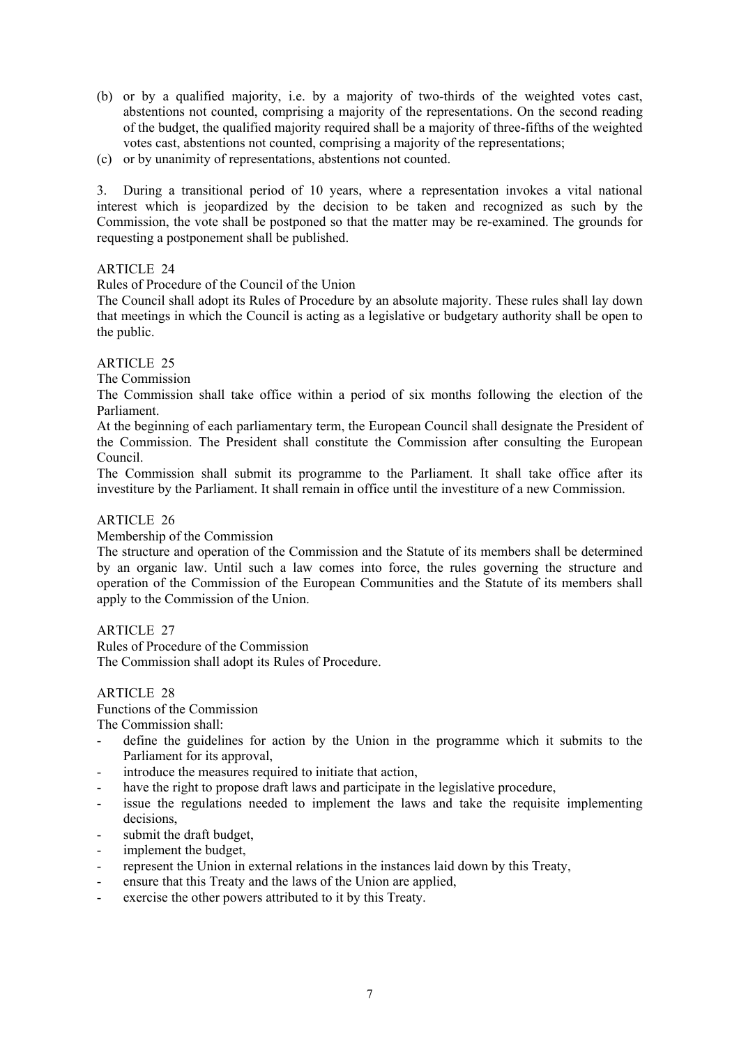(b) or by a qualified majority, i.e. by a majority of two-thirds of the weighted votes cast, abstentions not counted, comprising a majority of the representations. On the second reading of the budget, the qualified majority required shall be a majority of three-fifths of the weighted votes cast, abstentions not counted, comprising a majority of the representations;

(c) or by unanimity of representations, abstentions not counted.

3. During a transitional period of 10 years, where a representation invokes a vital national interest which is jeopardized by the decision to be taken and recognized as such by the Commission, the vote shall be postponed so that the matter may be re-examined. The grounds for requesting a postponement shall be published.

ARTICLE 24

Rules of Procedure of the Council of the Union

The Council shall adopt its Rules of Procedure by an absolute majority. These rules shall lay down that meetings in which the Council is acting as a legislative or budgetary authority shall be open to the public.

ARTICLE 25

The Commission

The Commission shall take office within a period of six months following the election of the Parliament.

At the beginning of each parliamentary term, the European Council shall designate the President of the Commission. The President shall constitute the Commission after consulting the European Council.

The Commission shall submit its programme to the Parliament. It shall take office after its investiture by the Parliament. It shall remain in office until the investiture of a new Commission.

ARTICLE 26

Membership of the Commission

The structure and operation of the Commission and the Statute of its members shall be determined by an organic law. Until such a law comes into force, the rules governing the structure and operation of the Commission of the European Communities and the Statute of its members shall apply to the Commission of the Union.

ARTICLE 27

Rules of Procedure of the Commission

The Commission shall adopt its Rules of Procedure.

ARTICLE 28

Functions of the Commission

The Commission shall:

- define the guidelines for action by the Union in the programme which it submits to the Parliament for its approval,
- introduce the measures required to initiate that action,
- have the right to propose draft laws and participate in the legislative procedure,
- issue the regulations needed to implement the laws and take the requisite implementing decisions,
- submit the draft budget,
- implement the budget,
- represent the Union in external relations in the instances laid down by this Treaty,
- ensure that this Treaty and the laws of the Union are applied,
- exercise the other powers attributed to it by this Treaty.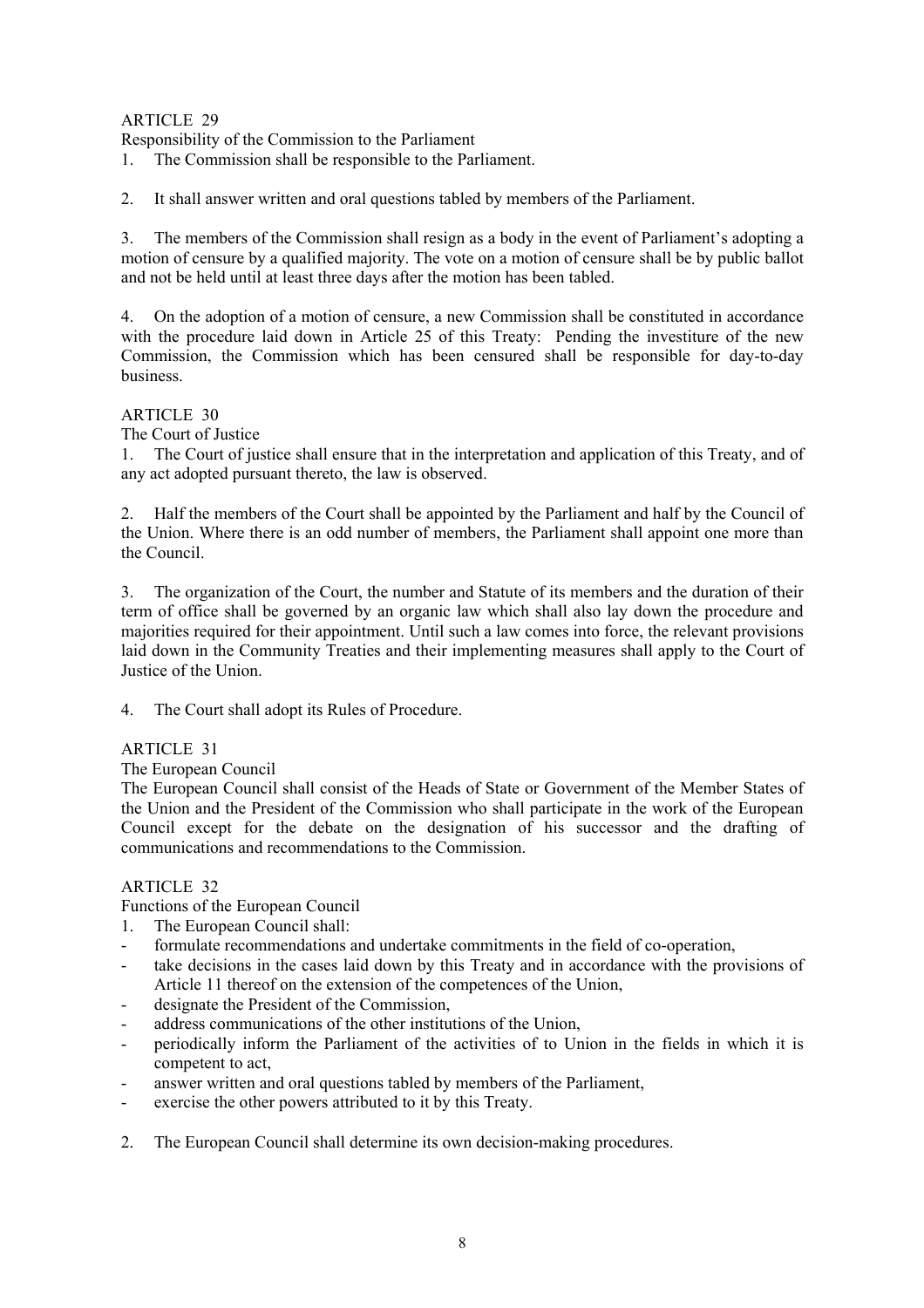ARTICLE 29

Responsibility of the Commission to the Parliament

1. The Commission shall be responsible to the Parliament.

2. It shall answer written and oral questions tabled by members of the Parliament.

3. The members of the Commission shall resign as a body in the event of Parliament's adopting a motion of censure by a qualified majority. The vote on a motion of censure shall be by public ballot and not be held until at least three days after the motion has been tabled.

4. On the adoption of a motion of censure, a new Commission shall be constituted in accordance with the procedure laid down in Article 25 of this Treaty: Pending the investiture of the new Commission, the Commission which has been censured shall be responsible for day-to-day business.

ARTICLE 30

The Court of Justice

1. The Court of justice shall ensure that in the interpretation and application of this Treaty, and of any act adopted pursuant thereto, the law is observed.

2. Half the members of the Court shall be appointed by the Parliament and half by the Council of the Union. Where there is an odd number of members, the Parliament shall appoint one more than the Council.

3. The organization of the Court, the number and Statute of its members and the duration of their term of office shall be governed by an organic law which shall also lay down the procedure and majorities required for their appointment. Until such a law comes into force, the relevant provisions laid down in the Community Treaties and their implementing measures shall apply to the Court of Justice of the Union.

4. The Court shall adopt its Rules of Procedure.

ARTICLE 31

The European Council

The European Council shall consist of the Heads of State or Government of the Member States of the Union and the President of the Commission who shall participate in the work of the European Council except for the debate on the designation of his successor and the drafting of communications and recommendations to the Commission.

ARTICLE 32

Functions of the European Council

1. The European Council shall:
- formulate recommendations and undertake commitments in the field of co-operation,
- take decisions in the cases laid down by this Treaty and in accordance with the provisions of Article 11 thereof on the extension of the competences of the Union,
- designate the President of the Commission,
- address communications of the other institutions of the Union,
- periodically inform the Parliament of the activities of to Union in the fields in which it is competent to act,
- answer written and oral questions tabled by members of the Parliament,
- exercise the other powers attributed to it by this Treaty.

2. The European Council shall determine its own decision-making procedures.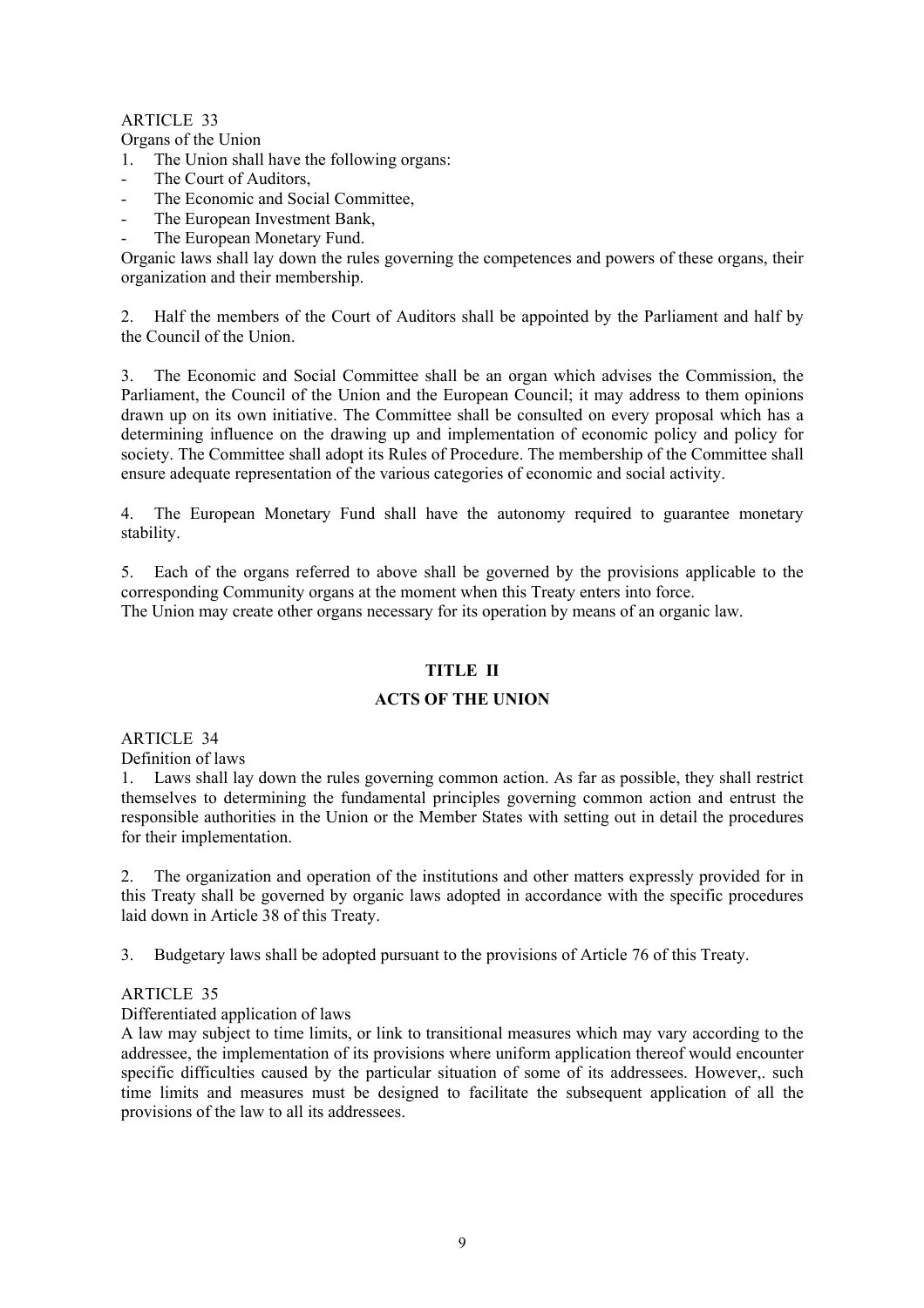ARTICLE 33

Organs of the Union

1. The Union shall have the following organs:

- The Court of Auditors,
- The Economic and Social Committee,
- The European Investment Bank,
- The European Monetary Fund.

Organic laws shall lay down the rules governing the competences and powers of these organs, their organization and their membership.

2. Half the members of the Court of Auditors shall be appointed by the Parliament and half by the Council of the Union.

3. The Economic and Social Committee shall be an organ which advises the Commission, the Parliament, the Council of the Union and the European Council; it may address to them opinions drawn up on its own initiative. The Committee shall be consulted on every proposal which has a determining influence on the drawing up and implementation of economic policy and policy for society. The Committee shall adopt its Rules of Procedure. The membership of the Committee shall ensure adequate representation of the various categories of economic and social activity.

4. The European Monetary Fund shall have the autonomy required to guarantee monetary stability.

5. Each of the organs referred to above shall be governed by the provisions applicable to the corresponding Community organs at the moment when this Treaty enters into force.

The Union may create other organs necessary for its operation by means of an organic law.

## TITLE II

## ACTS OF THE UNION

ARTICLE 34

Definition of laws

1. Laws shall lay down the rules governing common action. As far as possible, they shall restrict themselves to determining the fundamental principles governing common action and entrust the responsible authorities in the Union or the Member States with setting out in detail the procedures for their implementation.

2. The organization and operation of the institutions and other matters expressly provided for in this Treaty shall be governed by organic laws adopted in accordance with the specific procedures laid down in Article 38 of this Treaty.

3. Budgetary laws shall be adopted pursuant to the provisions of Article 76 of this Treaty.

ARTICLE 35

Differentiated application of laws

A law may subject to time limits, or link to transitional measures which may vary according to the addressee, the implementation of its provisions where uniform application thereof would encounter specific difficulties caused by the particular situation of some of its addressees. However,. such time limits and measures must be designed to facilitate the subsequent application of all the provisions of the law to all its addressees.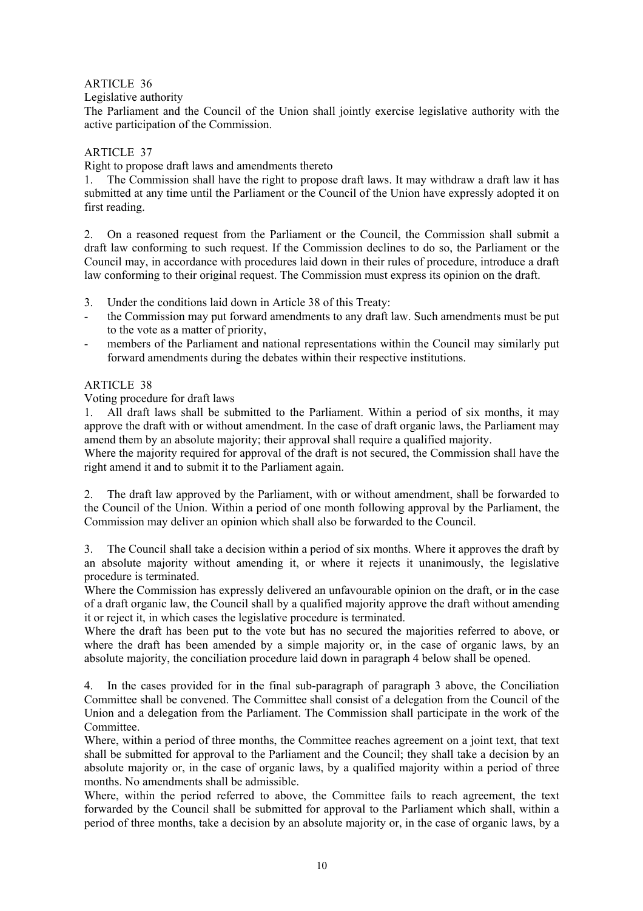ARTICLE 36

Legislative authority

The Parliament and the Council of the Union shall jointly exercise legislative authority with the active participation of the Commission.

ARTICLE 37

Right to propose draft laws and amendments thereto

1. The Commission shall have the right to propose draft laws. It may withdraw a draft law it has submitted at any time until the Parliament or the Council of the Union have expressly adopted it on first reading.

2. On a reasoned request from the Parliament or the Council, the Commission shall submit a draft law conforming to such request. If the Commission declines to do so, the Parliament or the Council may, in accordance with procedures laid down in their rules of procedure, introduce a draft law conforming to their original request. The Commission must express its opinion on the draft.

3. Under the conditions laid down in Article 38 of this Treaty:

- the Commission may put forward amendments to any draft law. Such amendments must be put to the vote as a matter of priority,
- members of the Parliament and national representations within the Council may similarly put forward amendments during the debates within their respective institutions.

ARTICLE 38

Voting procedure for draft laws

1. All draft laws shall be submitted to the Parliament. Within a period of six months, it may approve the draft with or without amendment. In the case of draft organic laws, the Parliament may amend them by an absolute majority; their approval shall require a qualified majority.

Where the majority required for approval of the draft is not secured, the Commission shall have the right amend it and to submit it to the Parliament again.

2. The draft law approved by the Parliament, with or without amendment, shall be forwarded to the Council of the Union. Within a period of one month following approval by the Parliament, the Commission may deliver an opinion which shall also be forwarded to the Council.

3. The Council shall take a decision within a period of six months. Where it approves the draft by an absolute majority without amending it, or where it rejects it unanimously, the legislative procedure is terminated.

Where the Commission has expressly delivered an unfavourable opinion on the draft, or in the case of a draft organic law, the Council shall by a qualified majority approve the draft without amending it or reject it, in which cases the legislative procedure is terminated.

Where the draft has been put to the vote but has no secured the majorities referred to above, or where the draft has been amended by a simple majority or, in the case of organic laws, by an absolute majority, the conciliation procedure laid down in paragraph 4 below shall be opened.

4. In the cases provided for in the final sub-paragraph of paragraph 3 above, the Conciliation Committee shall be convened. The Committee shall consist of a delegation from the Council of the Union and a delegation from the Parliament. The Commission shall participate in the work of the Committee.

Where, within a period of three months, the Committee reaches agreement on a joint text, that text shall be submitted for approval to the Parliament and the Council; they shall take a decision by an absolute majority or, in the case of organic laws, by a qualified majority within a period of three months. No amendments shall be admissible.

Where, within the period referred to above, the Committee fails to reach agreement, the text forwarded by the Council shall be submitted for approval to the Parliament which shall, within a period of three months, take a decision by an absolute majority or, in the case of organic laws, by a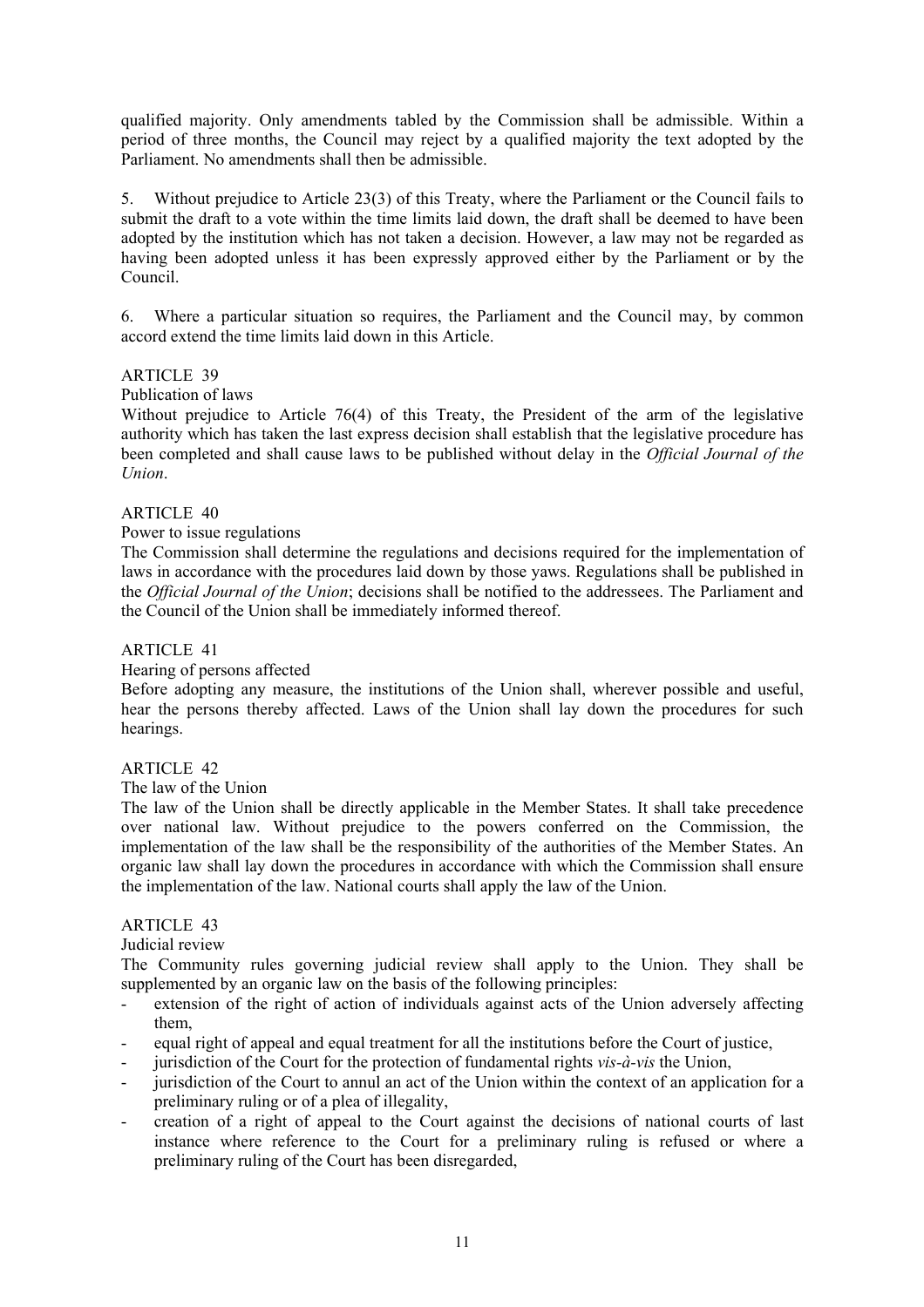qualified majority. Only amendments tabled by the Commission shall be admissible. Within a period of three months, the Council may reject by a qualified majority the text adopted by the Parliament. No amendments shall then be admissible.

5. Without prejudice to Article 23(3) of this Treaty, where the Parliament or the Council fails to submit the draft to a vote within the time limits laid down, the draft shall be deemed to have been adopted by the institution which has not taken a decision. However, a law may not be regarded as having been adopted unless it has been expressly approved either by the Parliament or by the Council.

6. Where a particular situation so requires, the Parliament and the Council may, by common accord extend the time limits laid down in this Article.

ARTICLE 39

Publication of laws

Without prejudice to Article 76(4) of this Treaty, the President of the arm of the legislative authority which has taken the last express decision shall establish that the legislative procedure has been completed and shall cause laws to be published without delay in the *Official Journal of the Union*.

ARTICLE 40

Power to issue regulations

The Commission shall determine the regulations and decisions required for the implementation of laws in accordance with the procedures laid down by those yaws. Regulations shall be published in the *Official Journal of the Union*; decisions shall be notified to the addressees. The Parliament and the Council of the Union shall be immediately informed thereof.

ARTICLE 41

Hearing of persons affected

Before adopting any measure, the institutions of the Union shall, wherever possible and useful, hear the persons thereby affected. Laws of the Union shall lay down the procedures for such hearings.

ARTICLE 42

The law of the Union

The law of the Union shall be directly applicable in the Member States. It shall take precedence over national law. Without prejudice to the powers conferred on the Commission, the implementation of the law shall be the responsibility of the authorities of the Member States. An organic law shall lay down the procedures in accordance with which the Commission shall ensure the implementation of the law. National courts shall apply the law of the Union.

ARTICLE 43

Judicial review

The Community rules governing judicial review shall apply to the Union. They shall be supplemented by an organic law on the basis of the following principles:

- extension of the right of action of individuals against acts of the Union adversely affecting them,
- equal right of appeal and equal treatment for all the institutions before the Court of justice,
- jurisdiction of the Court for the protection of fundamental rights *vis-à-vis* the Union,
- jurisdiction of the Court to annul an act of the Union within the context of an application for a preliminary ruling or of a plea of illegality,
- creation of a right of appeal to the Court against the decisions of national courts of last instance where reference to the Court for a preliminary ruling is refused or where a preliminary ruling of the Court has been disregarded,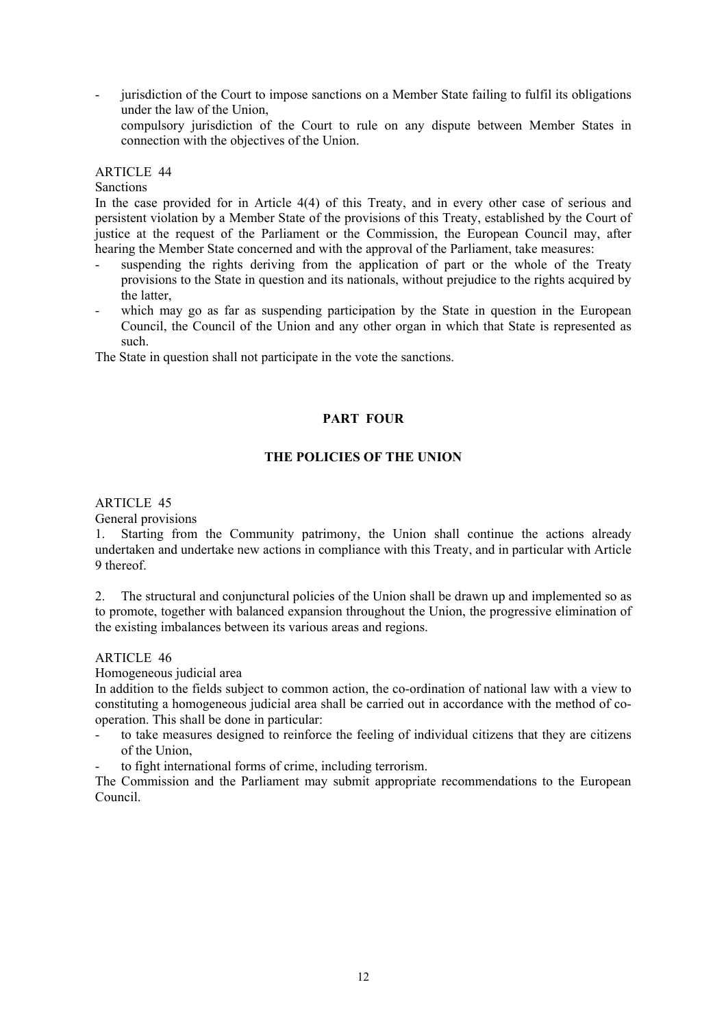- jurisdiction of the Court to impose sanctions on a Member State failing to fulfil its obligations under the law of the Union,
  compulsory jurisdiction of the Court to rule on any dispute between Member States in connection with the objectives of the Union.

ARTICLE 44

Sanctions

In the case provided for in Article 4(4) of this Treaty, and in every other case of serious and persistent violation by a Member State of the provisions of this Treaty, established by the Court of justice at the request of the Parliament or the Commission, the European Council may, after hearing the Member State concerned and with the approval of the Parliament, take measures:

- suspending the rights deriving from the application of part or the whole of the Treaty provisions to the State in question and its nationals, without prejudice to the rights acquired by the latter,
- which may go as far as suspending participation by the State in question in the European Council, the Council of the Union and any other organ in which that State is represented as such.

The State in question shall not participate in the vote the sanctions.

## PART FOUR

## THE POLICIES OF THE UNION

ARTICLE 45

General provisions

1. Starting from the Community patrimony, the Union shall continue the actions already undertaken and undertake new actions in compliance with this Treaty, and in particular with Article 9 thereof.

2. The structural and conjunctural policies of the Union shall be drawn up and implemented so as to promote, together with balanced expansion throughout the Union, the progressive elimination of the existing imbalances between its various areas and regions.

ARTICLE 46

Homogeneous judicial area

In addition to the fields subject to common action, the co-ordination of national law with a view to constituting a homogeneous judicial area shall be carried out in accordance with the method of co-operation. This shall be done in particular:

- to take measures designed to reinforce the feeling of individual citizens that they are citizens of the Union,
- to fight international forms of crime, including terrorism.

The Commission and the Parliament may submit appropriate recommendations to the European Council.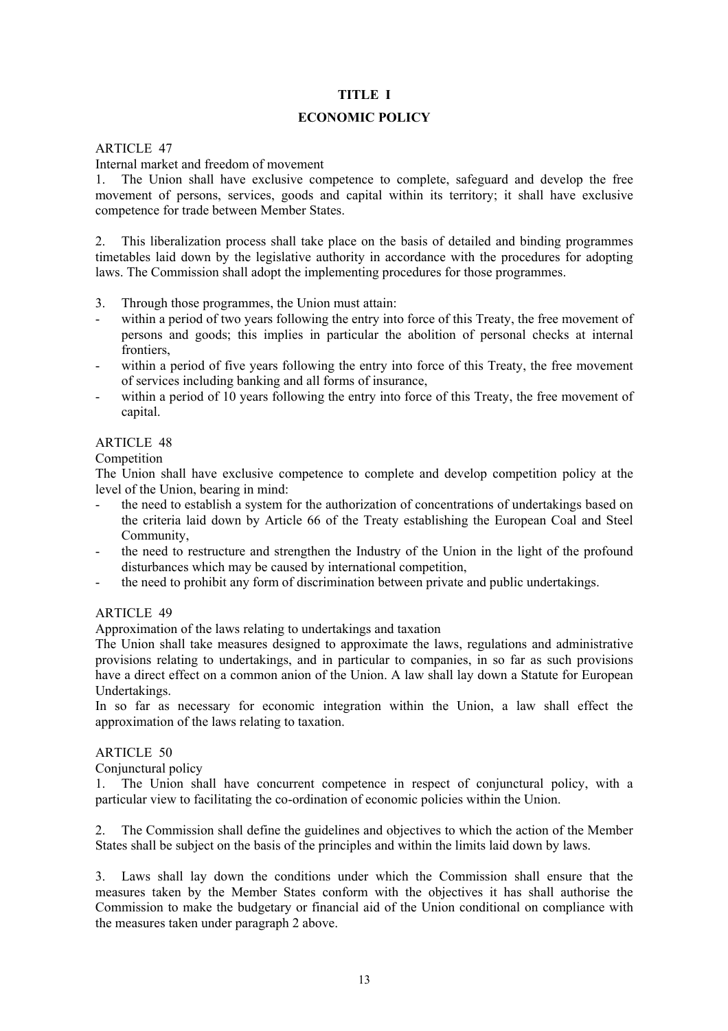## TITLE I

## ECONOMIC POLICY

ARTICLE 47

Internal market and freedom of movement

1. The Union shall have exclusive competence to complete, safeguard and develop the free movement of persons, services, goods and capital within its territory; it shall have exclusive competence for trade between Member States.

2. This liberalization process shall take place on the basis of detailed and binding programmes timetables laid down by the legislative authority in accordance with the procedures for adopting laws. The Commission shall adopt the implementing procedures for those programmes.

3. Through those programmes, the Union must attain:

- within a period of two years following the entry into force of this Treaty, the free movement of persons and goods; this implies in particular the abolition of personal checks at internal frontiers,
- within a period of five years following the entry into force of this Treaty, the free movement of services including banking and all forms of insurance,
- within a period of 10 years following the entry into force of this Treaty, the free movement of capital.

ARTICLE 48

Competition

The Union shall have exclusive competence to complete and develop competition policy at the level of the Union, bearing in mind:

- the need to establish a system for the authorization of concentrations of undertakings based on the criteria laid down by Article 66 of the Treaty establishing the European Coal and Steel Community,
- the need to restructure and strengthen the Industry of the Union in the light of the profound disturbances which may be caused by international competition,
- the need to prohibit any form of discrimination between private and public undertakings.

ARTICLE 49

Approximation of the laws relating to undertakings and taxation

The Union shall take measures designed to approximate the laws, regulations and administrative provisions relating to undertakings, and in particular to companies, in so far as such provisions have a direct effect on a common anion of the Union. A law shall lay down a Statute for European Undertakings.

In so far as necessary for economic integration within the Union, a law shall effect the approximation of the laws relating to taxation.

ARTICLE 50

Conjunctural policy

1. The Union shall have concurrent competence in respect of conjunctural policy, with a particular view to facilitating the co-ordination of economic policies within the Union.

2. The Commission shall define the guidelines and objectives to which the action of the Member States shall be subject on the basis of the principles and within the limits laid down by laws.

3. Laws shall lay down the conditions under which the Commission shall ensure that the measures taken by the Member States conform with the objectives it has shall authorise the Commission to make the budgetary or financial aid of the Union conditional on compliance with the measures taken under paragraph 2 above.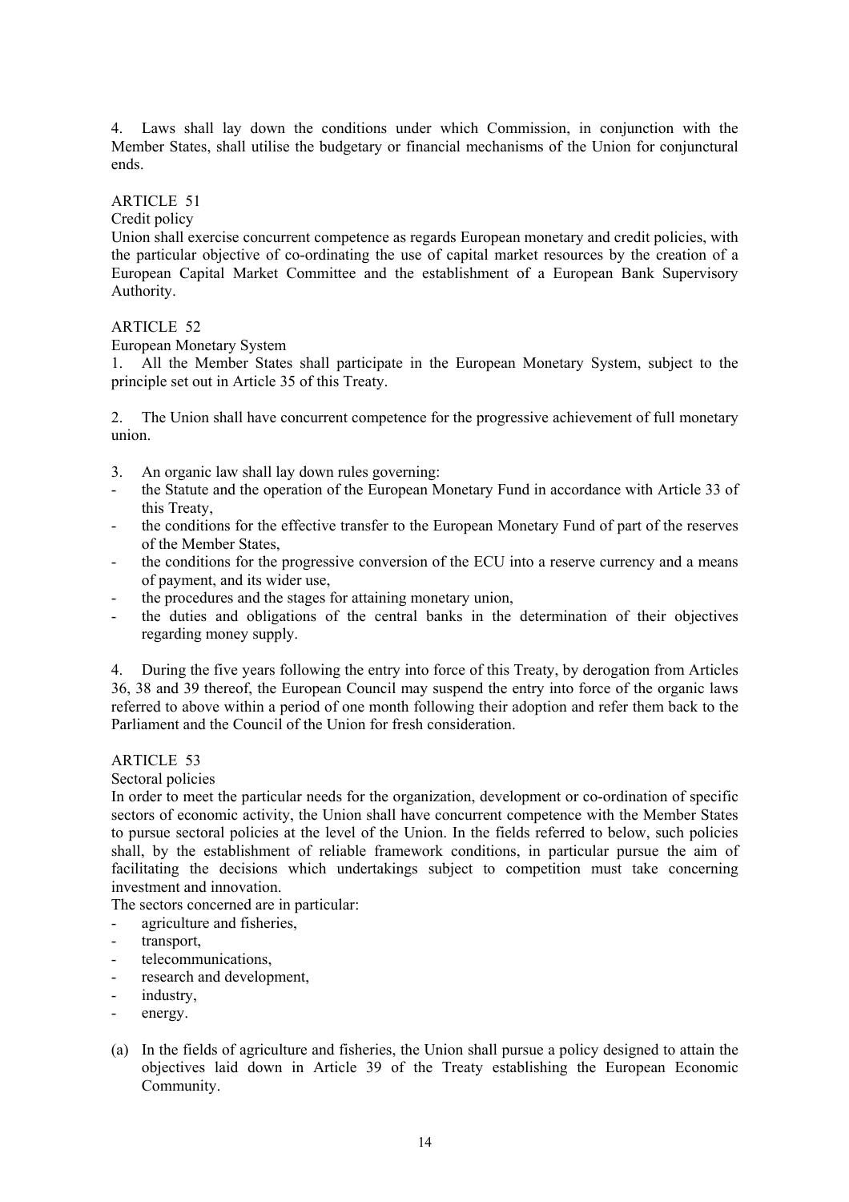4. Laws shall lay down the conditions under which Commission, in conjunction with the Member States, shall utilise the budgetary or financial mechanisms of the Union for conjunctural ends.

ARTICLE 51

Credit policy

Union shall exercise concurrent competence as regards European monetary and credit policies, with the particular objective of co-ordinating the use of capital market resources by the creation of a European Capital Market Committee and the establishment of a European Bank Supervisory Authority.

ARTICLE 52

European Monetary System

1. All the Member States shall participate in the European Monetary System, subject to the principle set out in Article 35 of this Treaty.

2. The Union shall have concurrent competence for the progressive achievement of full monetary union.

3. An organic law shall lay down rules governing:

- the Statute and the operation of the European Monetary Fund in accordance with Article 33 of this Treaty,
- the conditions for the effective transfer to the European Monetary Fund of part of the reserves of the Member States,
- the conditions for the progressive conversion of the ECU into a reserve currency and a means of payment, and its wider use,
- the procedures and the stages for attaining monetary union,
- the duties and obligations of the central banks in the determination of their objectives regarding money supply.

4. During the five years following the entry into force of this Treaty, by derogation from Articles 36, 38 and 39 thereof, the European Council may suspend the entry into force of the organic laws referred to above within a period of one month following their adoption and refer them back to the Parliament and the Council of the Union for fresh consideration.

ARTICLE 53

Sectoral policies

In order to meet the particular needs for the organization, development or co-ordination of specific sectors of economic activity, the Union shall have concurrent competence with the Member States to pursue sectoral policies at the level of the Union. In the fields referred to below, such policies shall, by the establishment of reliable framework conditions, in particular pursue the aim of facilitating the decisions which undertakings subject to competition must take concerning investment and innovation.

The sectors concerned are in particular:

- agriculture and fisheries,
- transport,
- telecommunications,
- research and development,
- industry,
- energy.

(a) In the fields of agriculture and fisheries, the Union shall pursue a policy designed to attain the objectives laid down in Article 39 of the Treaty establishing the European Economic Community.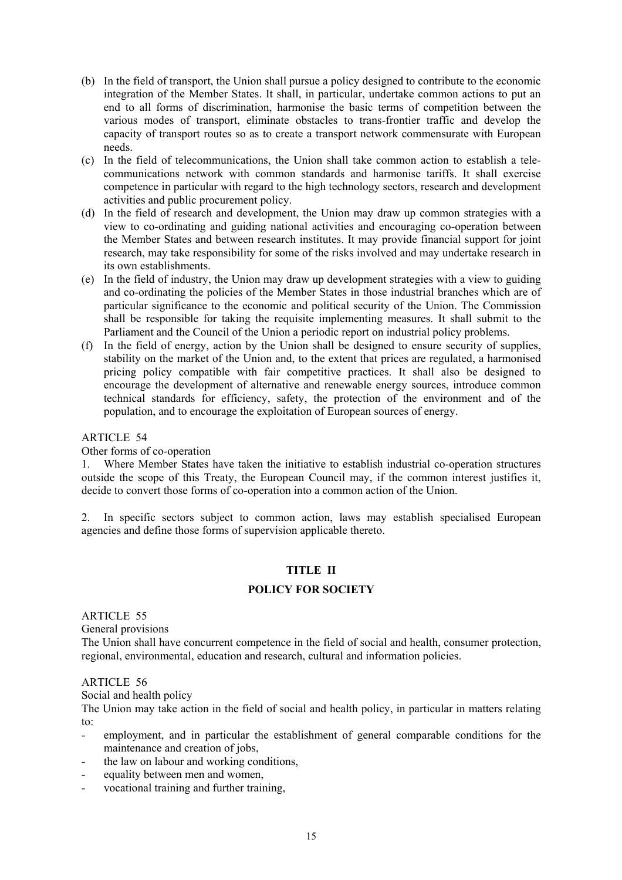(b) In the field of transport, the Union shall pursue a policy designed to contribute to the economic integration of the Member States. It shall, in particular, undertake common actions to put an end to all forms of discrimination, harmonise the basic terms of competition between the various modes of transport, eliminate obstacles to trans-frontier traffic and develop the capacity of transport routes so as to create a transport network commensurate with European needs.

(c) In the field of telecommunications, the Union shall take common action to establish a tele-communications network with common standards and harmonise tariffs. It shall exercise competence in particular with regard to the high technology sectors, research and development activities and public procurement policy.

(d) In the field of research and development, the Union may draw up common strategies with a view to co-ordinating and guiding national activities and encouraging co-operation between the Member States and between research institutes. It may provide financial support for joint research, may take responsibility for some of the risks involved and may undertake research in its own establishments.

(e) In the field of industry, the Union may draw up development strategies with a view to guiding and co-ordinating the policies of the Member States in those industrial branches which are of particular significance to the economic and political security of the Union. The Commission shall be responsible for taking the requisite implementing measures. It shall submit to the Parliament and the Council of the Union a periodic report on industrial policy problems.

(f) In the field of energy, action by the Union shall be designed to ensure security of supplies, stability on the market of the Union and, to the extent that prices are regulated, a harmonised pricing policy compatible with fair competitive practices. It shall also be designed to encourage the development of alternative and renewable energy sources, introduce common technical standards for efficiency, safety, the protection of the environment and of the population, and to encourage the exploitation of European sources of energy.

ARTICLE 54

Other forms of co-operation

1. Where Member States have taken the initiative to establish industrial co-operation structures outside the scope of this Treaty, the European Council may, if the common interest justifies it, decide to convert those forms of co-operation into a common action of the Union.

2. In specific sectors subject to common action, laws may establish specialised European agencies and define those forms of supervision applicable thereto.

## TITLE II

## POLICY FOR SOCIETY

ARTICLE 55

General provisions

The Union shall have concurrent competence in the field of social and health, consumer protection, regional, environmental, education and research, cultural and information policies.

ARTICLE 56

Social and health policy

The Union may take action in the field of social and health policy, in particular in matters relating to:

- employment, and in particular the establishment of general comparable conditions for the maintenance and creation of jobs,
- the law on labour and working conditions,
- equality between men and women,
- vocational training and further training,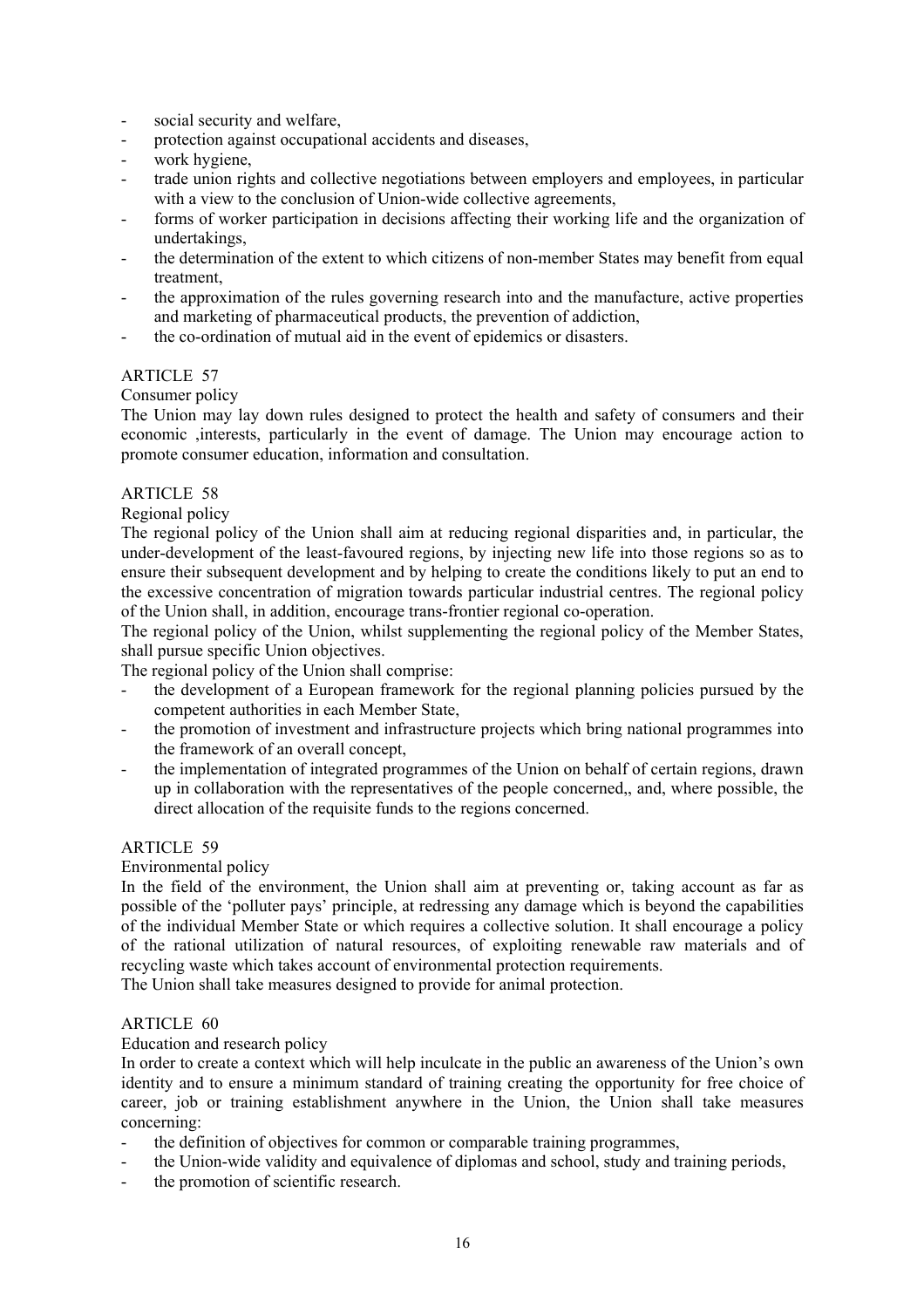- social security and welfare,
- protection against occupational accidents and diseases,
- work hygiene,
- trade union rights and collective negotiations between employers and employees, in particular with a view to the conclusion of Union-wide collective agreements,
- forms of worker participation in decisions affecting their working life and the organization of undertakings,
- the determination of the extent to which citizens of non-member States may benefit from equal treatment,
- the approximation of the rules governing research into and the manufacture, active properties and marketing of pharmaceutical products, the prevention of addiction,
- the co-ordination of mutual aid in the event of epidemics or disasters.

ARTICLE 57

Consumer policy

The Union may lay down rules designed to protect the health and safety of consumers and their economic ,interests, particularly in the event of damage. The Union may encourage action to promote consumer education, information and consultation.

ARTICLE 58

Regional policy

The regional policy of the Union shall aim at reducing regional disparities and, in particular, the under-development of the least-favoured regions, by injecting new life into those regions so as to ensure their subsequent development and by helping to create the conditions likely to put an end to the excessive concentration of migration towards particular industrial centres. The regional policy of the Union shall, in addition, encourage trans-frontier regional co-operation.

The regional policy of the Union, whilst supplementing the regional policy of the Member States, shall pursue specific Union objectives.

The regional policy of the Union shall comprise:

- the development of a European framework for the regional planning policies pursued by the competent authorities in each Member State,
- the promotion of investment and infrastructure projects which bring national programmes into the framework of an overall concept,
- the implementation of integrated programmes of the Union on behalf of certain regions, drawn up in collaboration with the representatives of the people concerned,, and, where possible, the direct allocation of the requisite funds to the regions concerned.

ARTICLE 59

Environmental policy

In the field of the environment, the Union shall aim at preventing or, taking account as far as possible of the 'polluter pays' principle, at redressing any damage which is beyond the capabilities of the individual Member State or which requires a collective solution. It shall encourage a policy of the rational utilization of natural resources, of exploiting renewable raw materials and of recycling waste which takes account of environmental protection requirements.

The Union shall take measures designed to provide for animal protection.

ARTICLE 60

Education and research policy

In order to create a context which will help inculcate in the public an awareness of the Union's own identity and to ensure a minimum standard of training creating the opportunity for free choice of career, job or training establishment anywhere in the Union, the Union shall take measures concerning:

- the definition of objectives for common or comparable training programmes,
- the Union-wide validity and equivalence of diplomas and school, study and training periods,
- the promotion of scientific research.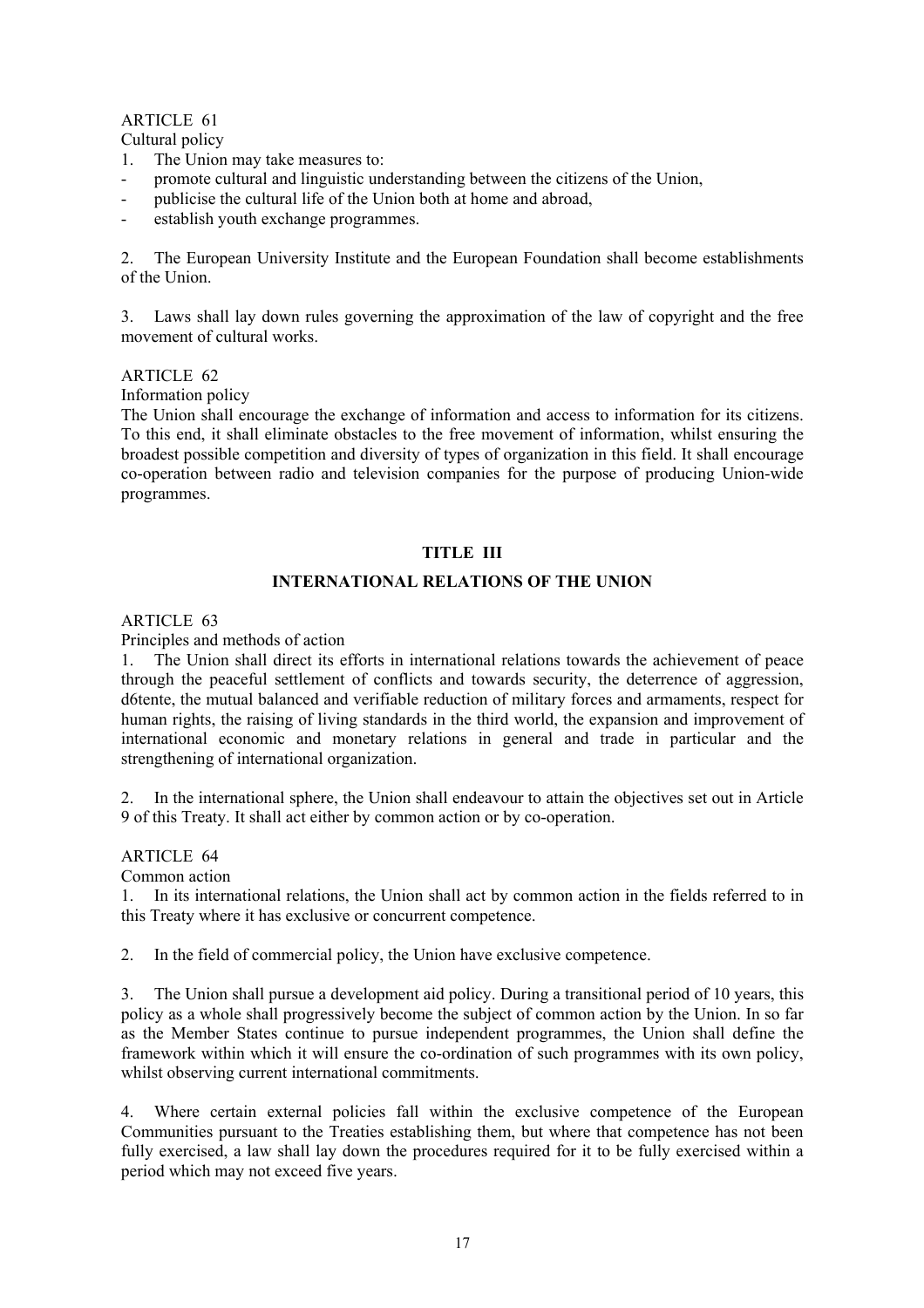ARTICLE 61

Cultural policy

1. The Union may take measures to:

- promote cultural and linguistic understanding between the citizens of the Union,
- publicise the cultural life of the Union both at home and abroad,
- establish youth exchange programmes.

2. The European University Institute and the European Foundation shall become establishments of the Union.

3. Laws shall lay down rules governing the approximation of the law of copyright and the free movement of cultural works.

ARTICLE 62

Information policy

The Union shall encourage the exchange of information and access to information for its citizens. To this end, it shall eliminate obstacles to the free movement of information, whilst ensuring the broadest possible competition and diversity of types of organization in this field. It shall encourage co-operation between radio and television companies for the purpose of producing Union-wide programmes.

## TITLE III

## INTERNATIONAL RELATIONS OF THE UNION

ARTICLE 63

Principles and methods of action

1. The Union shall direct its efforts in international relations towards the achievement of peace through the peaceful settlement of conflicts and towards security, the deterrence of aggression, d6tente, the mutual balanced and verifiable reduction of military forces and armaments, respect for human rights, the raising of living standards in the third world, the expansion and improvement of international economic and monetary relations in general and trade in particular and the strengthening of international organization.

2. In the international sphere, the Union shall endeavour to attain the objectives set out in Article 9 of this Treaty. It shall act either by common action or by co-operation.

ARTICLE 64

Common action

1. In its international relations, the Union shall act by common action in the fields referred to in this Treaty where it has exclusive or concurrent competence.

2. In the field of commercial policy, the Union have exclusive competence.

3. The Union shall pursue a development aid policy. During a transitional period of 10 years, this policy as a whole shall progressively become the subject of common action by the Union. In so far as the Member States continue to pursue independent programmes, the Union shall define the framework within which it will ensure the co-ordination of such programmes with its own policy, whilst observing current international commitments.

4. Where certain external policies fall within the exclusive competence of the European Communities pursuant to the Treaties establishing them, but where that competence has not been fully exercised, a law shall lay down the procedures required for it to be fully exercised within a period which may not exceed five years.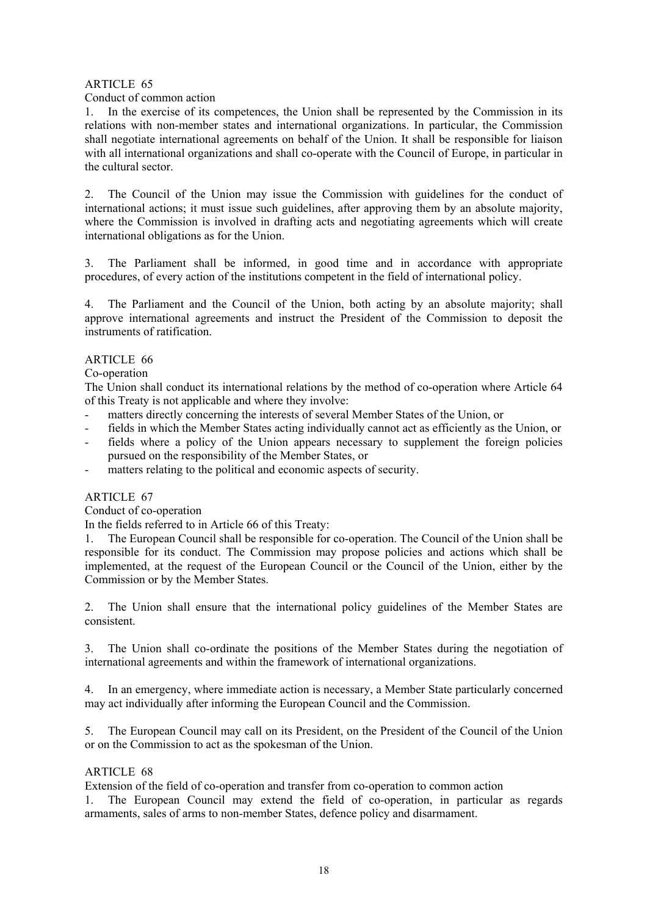ARTICLE 65

Conduct of common action

1. In the exercise of its competences, the Union shall be represented by the Commission in its relations with non-member states and international organizations. In particular, the Commission shall negotiate international agreements on behalf of the Union. It shall be responsible for liaison with all international organizations and shall co-operate with the Council of Europe, in particular in the cultural sector.

2. The Council of the Union may issue the Commission with guidelines for the conduct of international actions; it must issue such guidelines, after approving them by an absolute majority, where the Commission is involved in drafting acts and negotiating agreements which will create international obligations as for the Union.

3. The Parliament shall be informed, in good time and in accordance with appropriate procedures, of every action of the institutions competent in the field of international policy.

4. The Parliament and the Council of the Union, both acting by an absolute majority; shall approve international agreements and instruct the President of the Commission to deposit the instruments of ratification.

ARTICLE 66

Co-operation

The Union shall conduct its international relations by the method of co-operation where Article 64 of this Treaty is not applicable and where they involve:

- matters directly concerning the interests of several Member States of the Union, or
- fields in which the Member States acting individually cannot act as efficiently as the Union, or
- fields where a policy of the Union appears necessary to supplement the foreign policies pursued on the responsibility of the Member States, or
- matters relating to the political and economic aspects of security.

ARTICLE 67

Conduct of co-operation

In the fields referred to in Article 66 of this Treaty:

1. The European Council shall be responsible for co-operation. The Council of the Union shall be responsible for its conduct. The Commission may propose policies and actions which shall be implemented, at the request of the European Council or the Council of the Union, either by the Commission or by the Member States.

2. The Union shall ensure that the international policy guidelines of the Member States are consistent.

3. The Union shall co-ordinate the positions of the Member States during the negotiation of international agreements and within the framework of international organizations.

4. In an emergency, where immediate action is necessary, a Member State particularly concerned may act individually after informing the European Council and the Commission.

5. The European Council may call on its President, on the President of the Council of the Union or on the Commission to act as the spokesman of the Union.

ARTICLE 68

Extension of the field of co-operation and transfer from co-operation to common action

1. The European Council may extend the field of co-operation, in particular as regards armaments, sales of arms to non-member States, defence policy and disarmament.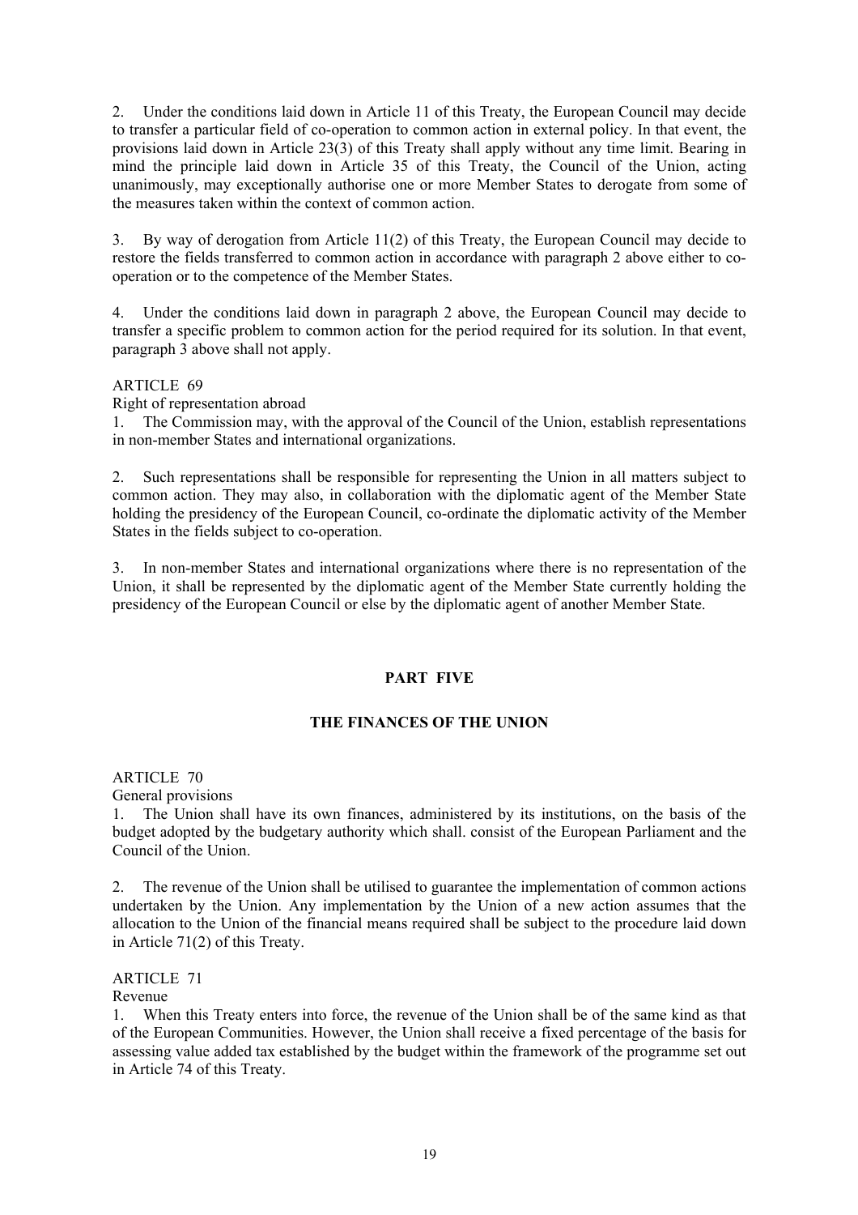2. Under the conditions laid down in Article 11 of this Treaty, the European Council may decide to transfer a particular field of co-operation to common action in external policy. In that event, the provisions laid down in Article 23(3) of this Treaty shall apply without any time limit. Bearing in mind the principle laid down in Article 35 of this Treaty, the Council of the Union, acting unanimously, may exceptionally authorise one or more Member States to derogate from some of the measures taken within the context of common action.

3. By way of derogation from Article 11(2) of this Treaty, the European Council may decide to restore the fields transferred to common action in accordance with paragraph 2 above either to co-operation or to the competence of the Member States.

4. Under the conditions laid down in paragraph 2 above, the European Council may decide to transfer a specific problem to common action for the period required for its solution. In that event, paragraph 3 above shall not apply.

ARTICLE 69

Right of representation abroad

1. The Commission may, with the approval of the Council of the Union, establish representations in non-member States and international organizations.

2. Such representations shall be responsible for representing the Union in all matters subject to common action. They may also, in collaboration with the diplomatic agent of the Member State holding the presidency of the European Council, co-ordinate the diplomatic activity of the Member States in the fields subject to co-operation.

3. In non-member States and international organizations where there is no representation of the Union, it shall be represented by the diplomatic agent of the Member State currently holding the presidency of the European Council or else by the diplomatic agent of another Member State.

## PART FIVE

## THE FINANCES OF THE UNION

ARTICLE 70

General provisions

1. The Union shall have its own finances, administered by its institutions, on the basis of the budget adopted by the budgetary authority which shall. consist of the European Parliament and the Council of the Union.

2. The revenue of the Union shall be utilised to guarantee the implementation of common actions undertaken by the Union. Any implementation by the Union of a new action assumes that the allocation to the Union of the financial means required shall be subject to the procedure laid down in Article 71(2) of this Treaty.

ARTICLE 71

Revenue

1. When this Treaty enters into force, the revenue of the Union shall be of the same kind as that of the European Communities. However, the Union shall receive a fixed percentage of the basis for assessing value added tax established by the budget within the framework of the programme set out in Article 74 of this Treaty.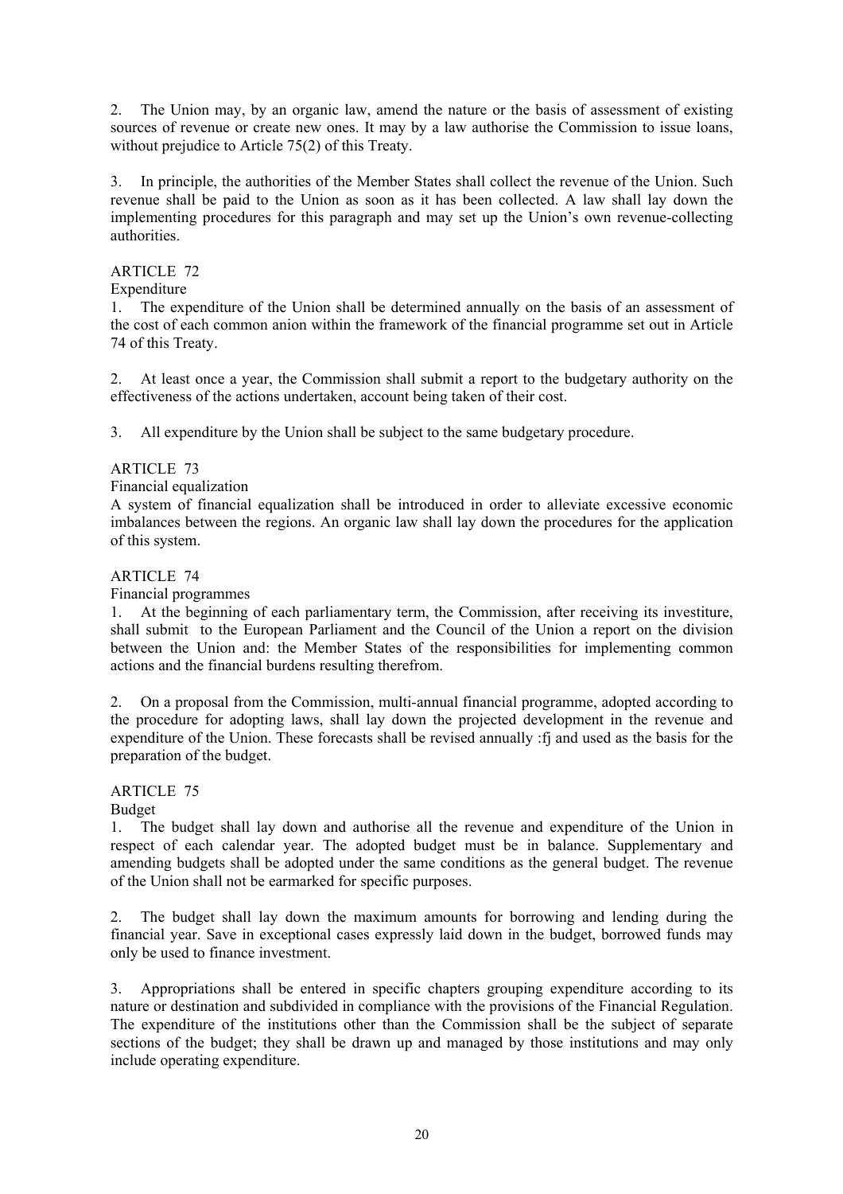2. The Union may, by an organic law, amend the nature or the basis of assessment of existing sources of revenue or create new ones. It may by a law authorise the Commission to issue loans, without prejudice to Article 75(2) of this Treaty.

3. In principle, the authorities of the Member States shall collect the revenue of the Union. Such revenue shall be paid to the Union as soon as it has been collected. A law shall lay down the implementing procedures for this paragraph and may set up the Union's own revenue-collecting authorities.

ARTICLE 72

Expenditure

1. The expenditure of the Union shall be determined annually on the basis of an assessment of the cost of each common anion within the framework of the financial programme set out in Article 74 of this Treaty.

2. At least once a year, the Commission shall submit a report to the budgetary authority on the effectiveness of the actions undertaken, account being taken of their cost.

3. All expenditure by the Union shall be subject to the same budgetary procedure.

ARTICLE 73

Financial equalization

A system of financial equalization shall be introduced in order to alleviate excessive economic imbalances between the regions. An organic law shall lay down the procedures for the application of this system.

ARTICLE 74

Financial programmes

1. At the beginning of each parliamentary term, the Commission, after receiving its investiture, shall submit to the European Parliament and the Council of the Union a report on the division between the Union and: the Member States of the responsibilities for implementing common actions and the financial burdens resulting therefrom.

2. On a proposal from the Commission, multi-annual financial programme, adopted according to the procedure for adopting laws, shall lay down the projected development in the revenue and expenditure of the Union. These forecasts shall be revised annually :fj and used as the basis for the preparation of the budget.

ARTICLE 75

Budget

1. The budget shall lay down and authorise all the revenue and expenditure of the Union in respect of each calendar year. The adopted budget must be in balance. Supplementary and amending budgets shall be adopted under the same conditions as the general budget. The revenue of the Union shall not be earmarked for specific purposes.

2. The budget shall lay down the maximum amounts for borrowing and lending during the financial year. Save in exceptional cases expressly laid down in the budget, borrowed funds may only be used to finance investment.

3. Appropriations shall be entered in specific chapters grouping expenditure according to its nature or destination and subdivided in compliance with the provisions of the Financial Regulation. The expenditure of the institutions other than the Commission shall be the subject of separate sections of the budget; they shall be drawn up and managed by those institutions and may only include operating expenditure.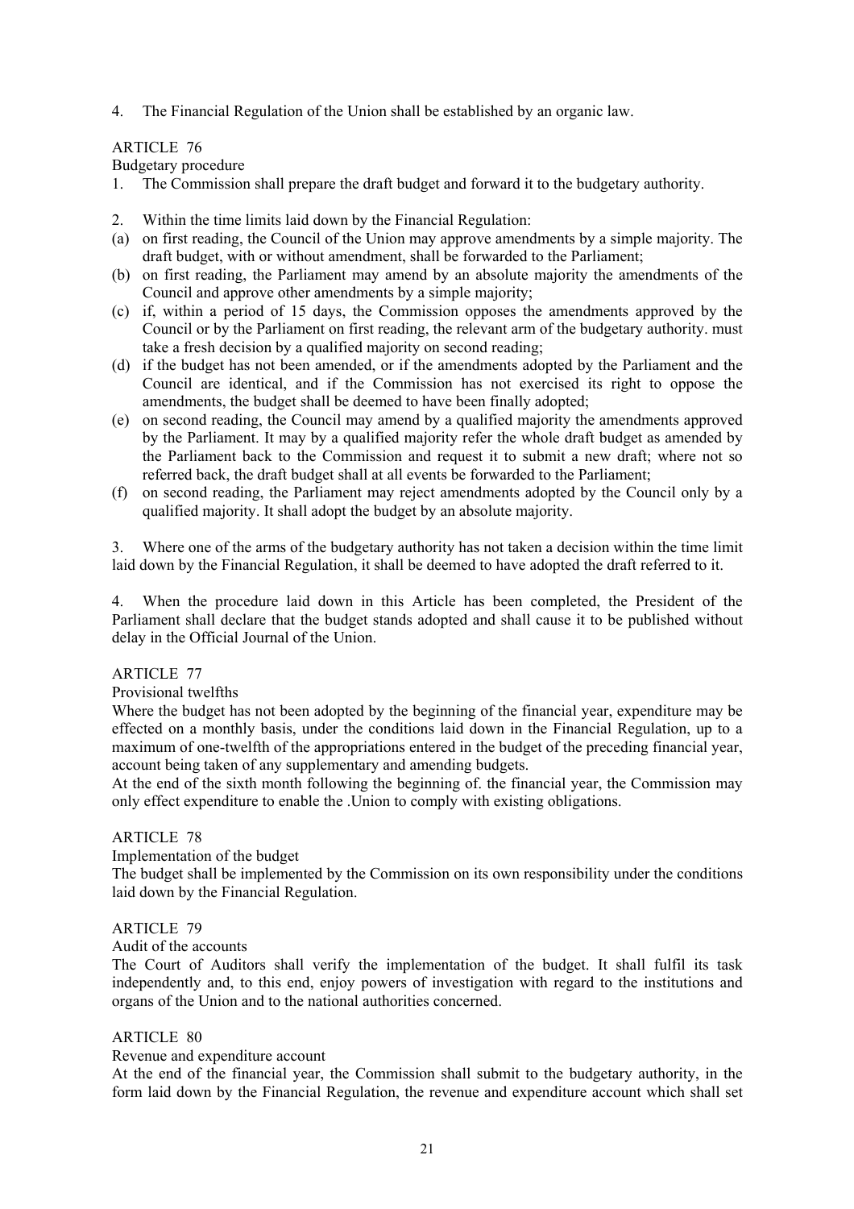4. The Financial Regulation of the Union shall be established by an organic law.

ARTICLE 76

Budgetary procedure

1. The Commission shall prepare the draft budget and forward it to the budgetary authority.

2. Within the time limits laid down by the Financial Regulation:
(a) on first reading, the Council of the Union may approve amendments by a simple majority. The draft budget, with or without amendment, shall be forwarded to the Parliament;
(b) on first reading, the Parliament may amend by an absolute majority the amendments of the Council and approve other amendments by a simple majority;
(c) if, within a period of 15 days, the Commission opposes the amendments approved by the Council or by the Parliament on first reading, the relevant arm of the budgetary authority. must take a fresh decision by a qualified majority on second reading;
(d) if the budget has not been amended, or if the amendments adopted by the Parliament and the Council are identical, and if the Commission has not exercised its right to oppose the amendments, the budget shall be deemed to have been finally adopted;
(e) on second reading, the Council may amend by a qualified majority the amendments approved by the Parliament. It may by a qualified majority refer the whole draft budget as amended by the Parliament back to the Commission and request it to submit a new draft; where not so referred back, the draft budget shall at all events be forwarded to the Parliament;
(f) on second reading, the Parliament may reject amendments adopted by the Council only by a qualified majority. It shall adopt the budget by an absolute majority.

3. Where one of the arms of the budgetary authority has not taken a decision within the time limit laid down by the Financial Regulation, it shall be deemed to have adopted the draft referred to it.

4. When the procedure laid down in this Article has been completed, the President of the Parliament shall declare that the budget stands adopted and shall cause it to be published without delay in the Official Journal of the Union.

ARTICLE 77

Provisional twelfths

Where the budget has not been adopted by the beginning of the financial year, expenditure may be effected on a monthly basis, under the conditions laid down in the Financial Regulation, up to a maximum of one-twelfth of the appropriations entered in the budget of the preceding financial year, account being taken of any supplementary and amending budgets.

At the end of the sixth month following the beginning of. the financial year, the Commission may only effect expenditure to enable the .Union to comply with existing obligations.

ARTICLE 78

Implementation of the budget

The budget shall be implemented by the Commission on its own responsibility under the conditions laid down by the Financial Regulation.

ARTICLE 79

Audit of the accounts

The Court of Auditors shall verify the implementation of the budget. It shall fulfil its task independently and, to this end, enjoy powers of investigation with regard to the institutions and organs of the Union and to the national authorities concerned.

ARTICLE 80

Revenue and expenditure account

At the end of the financial year, the Commission shall submit to the budgetary authority, in the form laid down by the Financial Regulation, the revenue and expenditure account which shall set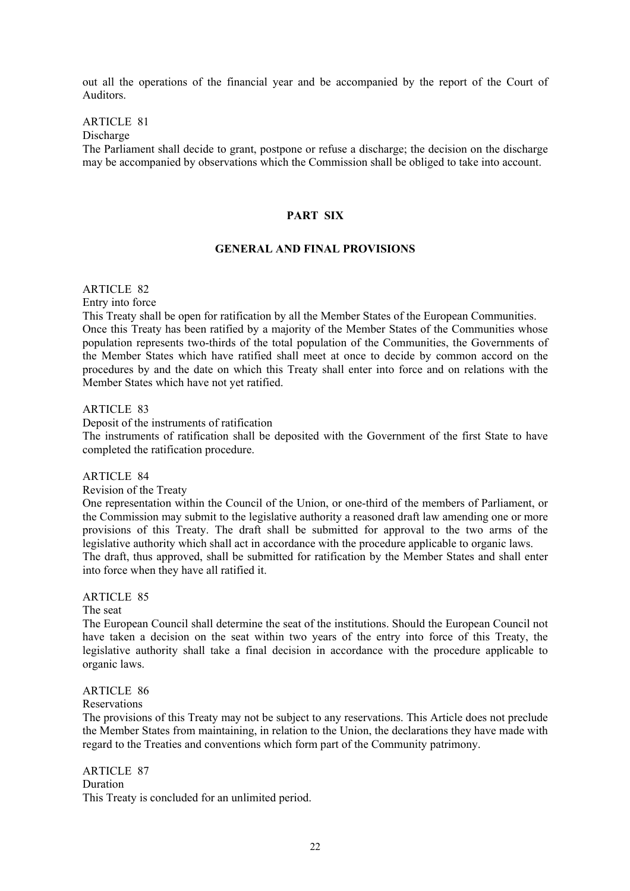out all the operations of the financial year and be accompanied by the report of the Court of Auditors.

ARTICLE 81

Discharge

The Parliament shall decide to grant, postpone or refuse a discharge; the decision on the discharge may be accompanied by observations which the Commission shall be obliged to take into account.

## PART SIX

## GENERAL AND FINAL PROVISIONS

ARTICLE 82

Entry into force

This Treaty shall be open for ratification by all the Member States of the European Communities.

Once this Treaty has been ratified by a majority of the Member States of the Communities whose population represents two-thirds of the total population of the Communities, the Governments of the Member States which have ratified shall meet at once to decide by common accord on the procedures by and the date on which this Treaty shall enter into force and on relations with the Member States which have not yet ratified.

ARTICLE 83

Deposit of the instruments of ratification

The instruments of ratification shall be deposited with the Government of the first State to have completed the ratification procedure.

ARTICLE 84

Revision of the Treaty

One representation within the Council of the Union, or one-third of the members of Parliament, or the Commission may submit to the legislative authority a reasoned draft law amending one or more provisions of this Treaty. The draft shall be submitted for approval to the two arms of the legislative authority which shall act in accordance with the procedure applicable to organic laws.

The draft, thus approved, shall be submitted for ratification by the Member States and shall enter into force when they have all ratified it.

ARTICLE 85

The seat

The European Council shall determine the seat of the institutions. Should the European Council not have taken a decision on the seat within two years of the entry into force of this Treaty, the legislative authority shall take a final decision in accordance with the procedure applicable to organic laws.

ARTICLE 86

Reservations

The provisions of this Treaty may not be subject to any reservations. This Article does not preclude the Member States from maintaining, in relation to the Union, the declarations they have made with regard to the Treaties and conventions which form part of the Community patrimony.

ARTICLE 87

Duration

This Treaty is concluded for an unlimited period.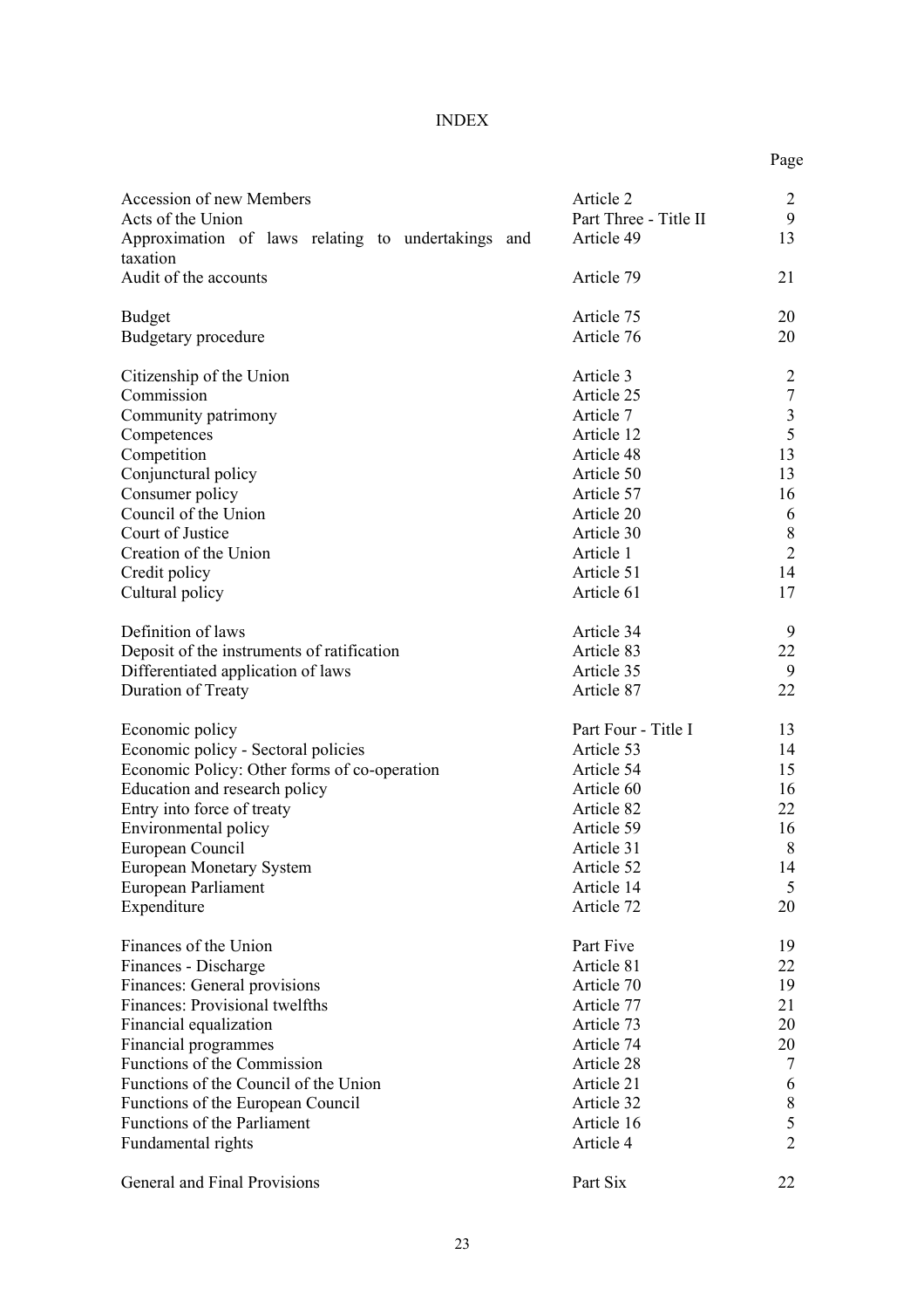# INDEX

| | | Page |
|---|---|---|
| Accession of new Members | Article 2 | 2 |
| Acts of the Union | Part Three - Title II | 9 |
| Approximation of laws relating to undertakings and taxation | Article 49 | 13 |
| Audit of the accounts | Article 79 | 21 |
| | | |
| Budget | Article 75 | 20 |
| Budgetary procedure | Article 76 | 20 |
| | | |
| Citizenship of the Union | Article 3 | 2 |
| Commission | Article 25 | 7 |
| Community patrimony | Article 7 | 3 |
| Competences | Article 12 | 5 |
| Competition | Article 48 | 13 |
| Conjunctural policy | Article 50 | 13 |
| Consumer policy | Article 57 | 16 |
| Council of the Union | Article 20 | 6 |
| Court of Justice | Article 30 | 8 |
| Creation of the Union | Article 1 | 2 |
| Credit policy | Article 51 | 14 |
| Cultural policy | Article 61 | 17 |
| | | |
| Definition of laws | Article 34 | 9 |
| Deposit of the instruments of ratification | Article 83 | 22 |
| Differentiated application of laws | Article 35 | 9 |
| Duration of Treaty | Article 87 | 22 |
| | | |
| Economic policy | Part Four - Title I | 13 |
| Economic policy - Sectoral policies | Article 53 | 14 |
| Economic Policy: Other forms of co-operation | Article 54 | 15 |
| Education and research policy | Article 60 | 16 |
| Entry into force of treaty | Article 82 | 22 |
| Environmental policy | Article 59 | 16 |
| European Council | Article 31 | 8 |
| European Monetary System | Article 52 | 14 |
| European Parliament | Article 14 | 5 |
| Expenditure | Article 72 | 20 |
| | | |
| Finances of the Union | Part Five | 19 |
| Finances - Discharge | Article 81 | 22 |
| Finances: General provisions | Article 70 | 19 |
| Finances: Provisional twelfths | Article 77 | 21 |
| Financial equalization | Article 73 | 20 |
| Financial programmes | Article 74 | 20 |
| Functions of the Commission | Article 28 | 7 |
| Functions of the Council of the Union | Article 21 | 6 |
| Functions of the European Council | Article 32 | 8 |
| Functions of the Parliament | Article 16 | 5 |
| Fundamental rights | Article 4 | 2 |
| | | |
| General and Final Provisions | Part Six | 22 |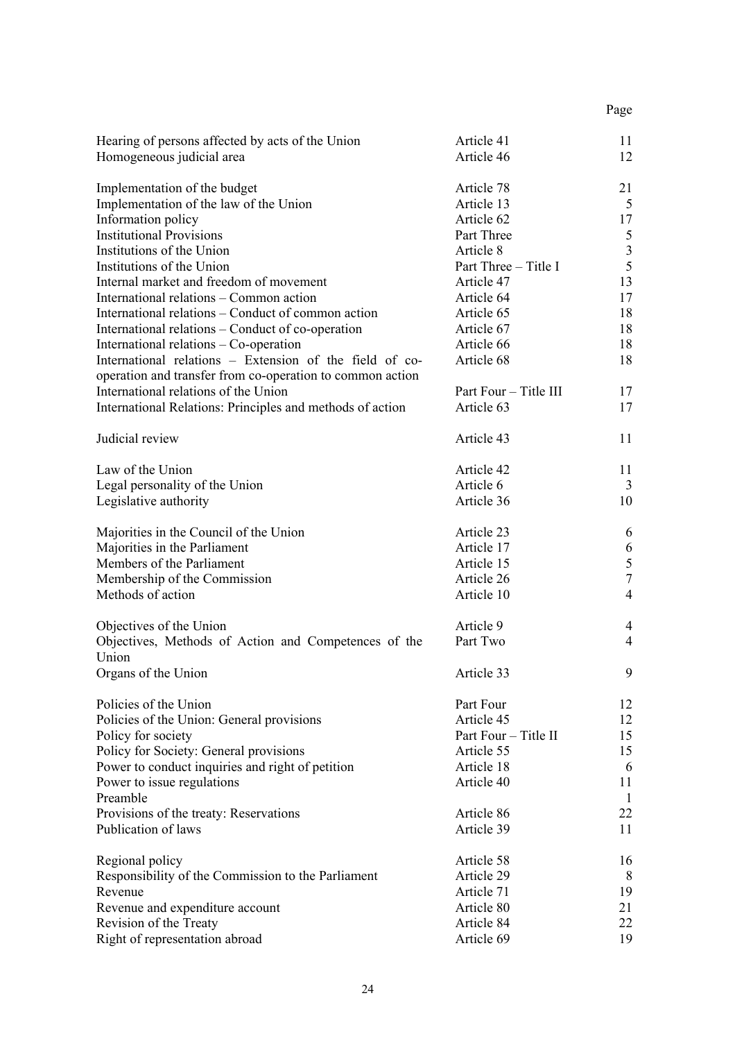| | | Page |
|---|---|---|
| Hearing of persons affected by acts of the Union | Article 41 | 11 |
| Homogeneous judicial area | Article 46 | 12 |
| | | |
| Implementation of the budget | Article 78 | 21 |
| Implementation of the law of the Union | Article 13 | 5 |
| Information policy | Article 62 | 17 |
| Institutional Provisions | Part Three | 5 |
| Institutions of the Union | Article 8 | 3 |
| Institutions of the Union | Part Three – Title I | 5 |
| Internal market and freedom of movement | Article 47 | 13 |
| International relations – Common action | Article 64 | 17 |
| International relations – Conduct of common action | Article 65 | 18 |
| International relations – Conduct of co-operation | Article 67 | 18 |
| International relations – Co-operation | Article 66 | 18 |
| International relations – Extension of the field of co-operation and transfer from co-operation to common action | Article 68 | 18 |
| International relations of the Union | Part Four – Title III | 17 |
| International Relations: Principles and methods of action | Article 63 | 17 |
| | | |
| Judicial review | Article 43 | 11 |
| | | |
| Law of the Union | Article 42 | 11 |
| Legal personality of the Union | Article 6 | 3 |
| Legislative authority | Article 36 | 10 |
| | | |
| Majorities in the Council of the Union | Article 23 | 6 |
| Majorities in the Parliament | Article 17 | 6 |
| Members of the Parliament | Article 15 | 5 |
| Membership of the Commission | Article 26 | 7 |
| Methods of action | Article 10 | 4 |
| | | |
| Objectives of the Union | Article 9 | 4 |
| Objectives, Methods of Action and Competences of the Union | Part Two | 4 |
| Organs of the Union | Article 33 | 9 |
| | | |
| Policies of the Union | Part Four | 12 |
| Policies of the Union: General provisions | Article 45 | 12 |
| Policy for society | Part Four – Title II | 15 |
| Policy for Society: General provisions | Article 55 | 15 |
| Power to conduct inquiries and right of petition | Article 18 | 6 |
| Power to issue regulations | Article 40 | 11 |
| Preamble | | 1 |
| Provisions of the treaty: Reservations | Article 86 | 22 |
| Publication of laws | Article 39 | 11 |
| | | |
| Regional policy | Article 58 | 16 |
| Responsibility of the Commission to the Parliament | Article 29 | 8 |
| Revenue | Article 71 | 19 |
| Revenue and expenditure account | Article 80 | 21 |
| Revision of the Treaty | Article 84 | 22 |
| Right of representation abroad | Article 69 | 19 |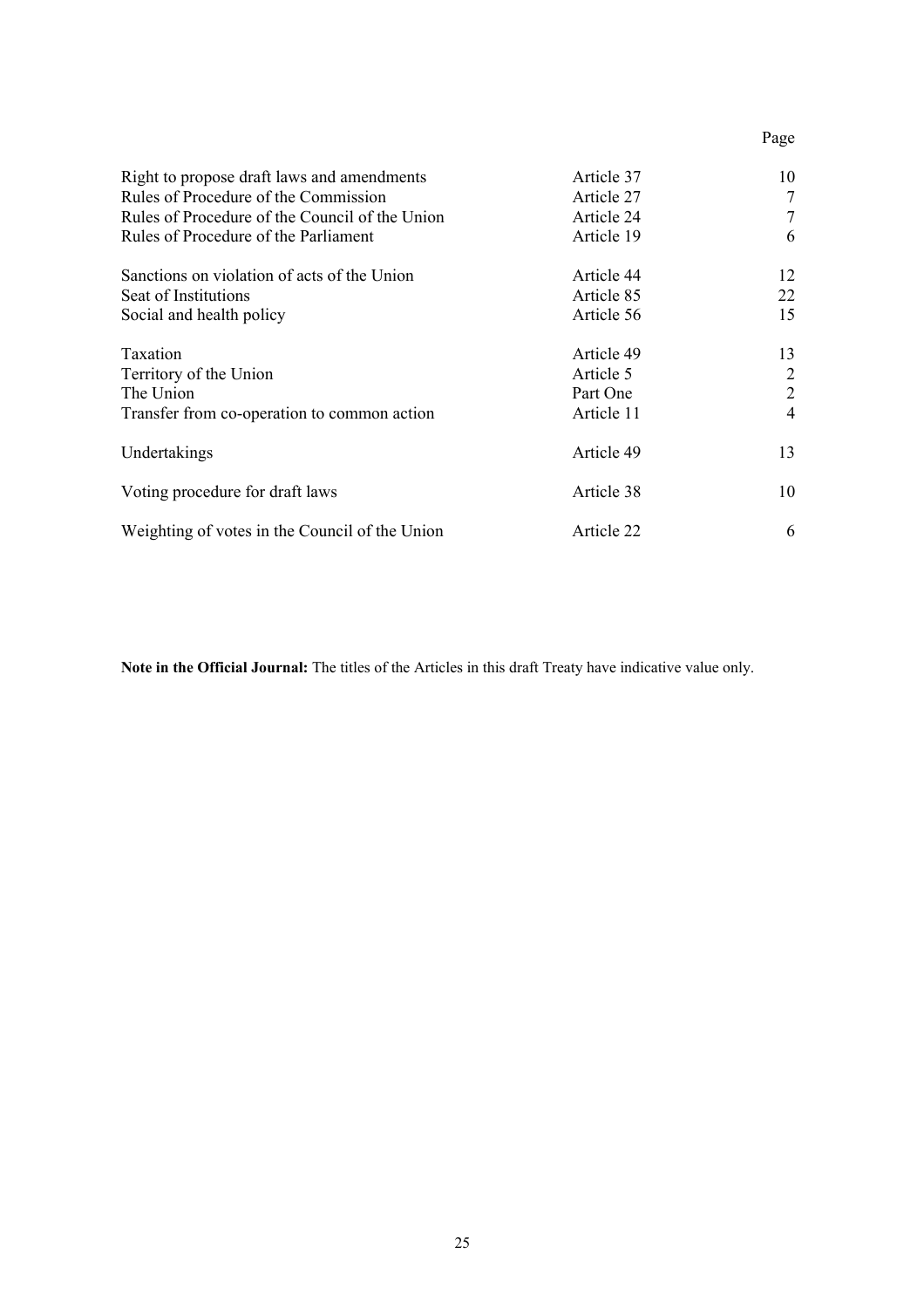| | | Page |
|---|---|---|
| Right to propose draft laws and amendments | Article 37 | 10 |
| Rules of Procedure of the Commission | Article 27 | 7 |
| Rules of Procedure of the Council of the Union | Article 24 | 7 |
| Rules of Procedure of the Parliament | Article 19 | 6 |
| Sanctions on violation of acts of the Union | Article 44 | 12 |
| Seat of Institutions | Article 85 | 22 |
| Social and health policy | Article 56 | 15 |
| Taxation | Article 49 | 13 |
| Territory of the Union | Article 5 | 2 |
| The Union | Part One | 2 |
| Transfer from co-operation to common action | Article 11 | 4 |
| Undertakings | Article 49 | 13 |
| Voting procedure for draft laws | Article 38 | 10 |
| Weighting of votes in the Council of the Union | Article 22 | 6 |

**Note in the Official Journal:** The titles of the Articles in this draft Treaty have indicative value only.